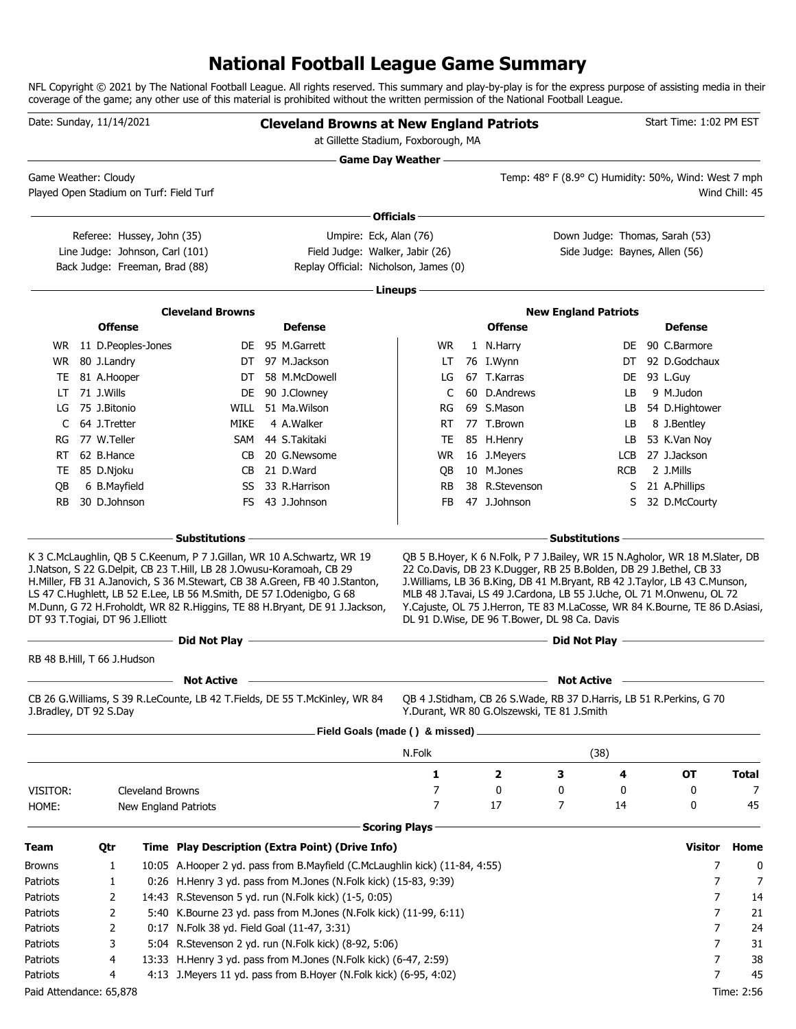# National Football League Game Summary

NFL Copyright © 2021 by The National Football League. All rights reserved. This summary and play-by-play is for the express purpose of assisting media in their coverage of the game; any other use of this material is prohibited without the written permission of the National Football League.

Date: Sunday, 11/14/2021

## Cleveland Browns at New England Patriots

at Gillette Stadium, Foxborough, MA

Start Time: 1:02 PM EST

### Game Day Weather

Game Weather: Cloudy
Played Open Stadium on Turf: Field Turf

Temp: 48° F (8.9° C) Humidity: 50%, Wind: West 7 mph
Wind Chill: 45

### Officials

Referee: Hussey, John (35)
Umpire: Eck, Alan (76)
Down Judge: Thomas, Sarah (53)
Line Judge: Johnson, Carl (101)
Field Judge: Walker, Jabir (26)
Side Judge: Baynes, Allen (56)
Back Judge: Freeman, Brad (88)
Replay Official: Nicholson, James (0)

### Lineups

**Cleveland Browns**

| Offense | | | Defense | | |
|---|---|---|---|---|---|
| WR | 11 | D.Peoples-Jones | DE | 95 | M.Garrett |
| WR | 80 | J.Landry | DT | 97 | M.Jackson |
| TE | 81 | A.Hooper | DT | 58 | M.McDowell |
| LT | 71 | J.Wills | DE | 90 | J.Clowney |
| LG | 75 | J.Bitonio | WILL | 51 | Ma.Wilson |
| C | 64 | J.Tretter | MIKE | 4 | A.Walker |
| RG | 77 | W.Teller | SAM | 44 | S.Takitaki |
| RT | 62 | B.Hance | CB | 20 | G.Newsome |
| TE | 85 | D.Njoku | CB | 21 | D.Ward |
| QB | 6 | B.Mayfield | SS | 33 | R.Harrison |
| RB | 30 | D.Johnson | FS | 43 | J.Johnson |

**New England Patriots**

| Offense | | | Defense | | |
|---|---|---|---|---|---|
| WR | 1 | N.Harry | DE | 90 | C.Barmore |
| LT | 76 | I.Wynn | DT | 92 | D.Godchaux |
| LG | 67 | T.Karras | DE | 93 | L.Guy |
| C | 60 | D.Andrews | LB | 9 | M.Judon |
| RG | 69 | S.Mason | LB | 54 | D.Hightower |
| RT | 77 | T.Brown | LB | 8 | J.Bentley |
| TE | 85 | H.Henry | LB | 53 | K.Van Noy |
| WR | 16 | J.Meyers | LCB | 27 | J.Jackson |
| QB | 10 | M.Jones | RCB | 2 | J.Mills |
| RB | 38 | R.Stevenson | S | 21 | A.Phillips |
| FB | 47 | J.Johnson | S | 32 | D.McCourty |

### Substitutions

**Cleveland Browns:** K 3 C.McLaughlin, QB 5 C.Keenum, P 7 J.Gillan, WR 10 A.Schwartz, WR 19 J.Natson, S 22 G.Delpit, CB 23 T.Hill, LB 28 J.Owusu-Koramoah, CB 29 H.Miller, FB 31 A.Janovich, S 36 M.Stewart, CB 38 A.Green, FB 40 J.Stanton, LS 47 C.Hughlett, LB 52 E.Lee, LB 56 M.Smith, DE 57 I.Odenigbo, G 68 M.Dunn, G 72 H.Froholdt, WR 82 R.Higgins, TE 88 H.Bryant, DE 91 J.Jackson, DT 93 T.Togiai, DT 96 J.Elliott

**New England Patriots:** QB 5 B.Hoyer, K 6 N.Folk, P 7 J.Bailey, WR 15 N.Agholor, WR 18 M.Slater, DB 22 Co.Davis, DB 23 K.Dugger, RB 25 B.Bolden, DB 29 J.Bethel, CB 33 J.Williams, LB 36 B.King, DB 41 M.Bryant, RB 42 J.Taylor, LB 43 C.Munson, MLB 48 J.Tavai, LS 49 J.Cardona, LB 55 J.Uche, OL 71 M.Onwenu, OL 72 Y.Cajuste, OL 75 J.Herron, TE 83 M.LaCosse, WR 84 K.Bourne, TE 86 D.Asiasi, DL 91 D.Wise, DE 96 T.Bower, DL 98 Ca. Davis

### Did Not Play

**Cleveland Browns:** RB 48 B.Hill, T 66 J.Hudson

**New England Patriots:**

### Not Active

**Cleveland Browns:** CB 26 G.Williams, S 39 R.LeCounte, LB 42 T.Fields, DE 55 T.McKinley, WR 84 J.Bradley, DT 92 S.Day

**New England Patriots:** QB 4 J.Stidham, CB 26 S.Wade, RB 37 D.Harris, LB 51 R.Perkins, G 70 Y.Durant, WR 80 G.Olszewski, TE 81 J.Smith

### Field Goals (made ( ) & missed)

N.Folk (38)

| | | 1 | 2 | 3 | 4 | OT | Total |
|---|---|---|---|---|---|---|---|
| VISITOR: | Cleveland Browns | 7 | 0 | 0 | 0 | 0 | 7 |
| HOME: | New England Patriots | 7 | 17 | 7 | 14 | 0 | 45 |

### Scoring Plays

| Team | Qtr | Time | Play Description (Extra Point) (Drive Info) | Visitor | Home |
|---|---|---|---|---|---|
| Browns | 1 | 10:05 | A.Hooper 2 yd. pass from B.Mayfield (C.McLaughlin kick) (11-84, 4:55) | 7 | 0 |
| Patriots | 1 | 0:26 | H.Henry 3 yd. pass from M.Jones (N.Folk kick) (15-83, 9:39) | 7 | 7 |
| Patriots | 2 | 14:43 | R.Stevenson 5 yd. run (N.Folk kick) (1-5, 0:05) | 7 | 14 |
| Patriots | 2 | 5:40 | K.Bourne 23 yd. pass from M.Jones (N.Folk kick) (11-99, 6:11) | 7 | 21 |
| Patriots | 2 | 0:17 | N.Folk 38 yd. Field Goal (11-47, 3:31) | 7 | 24 |
| Patriots | 3 | 5:04 | R.Stevenson 2 yd. run (N.Folk kick) (8-92, 5:06) | 7 | 31 |
| Patriots | 4 | 13:33 | H.Henry 3 yd. pass from M.Jones (N.Folk kick) (6-47, 2:59) | 7 | 38 |
| Patriots | 4 | 4:13 | J.Meyers 11 yd. pass from B.Hoyer (N.Folk kick) (6-95, 4:02) | 7 | 45 |

Paid Attendance: 65,878

Time: 2:56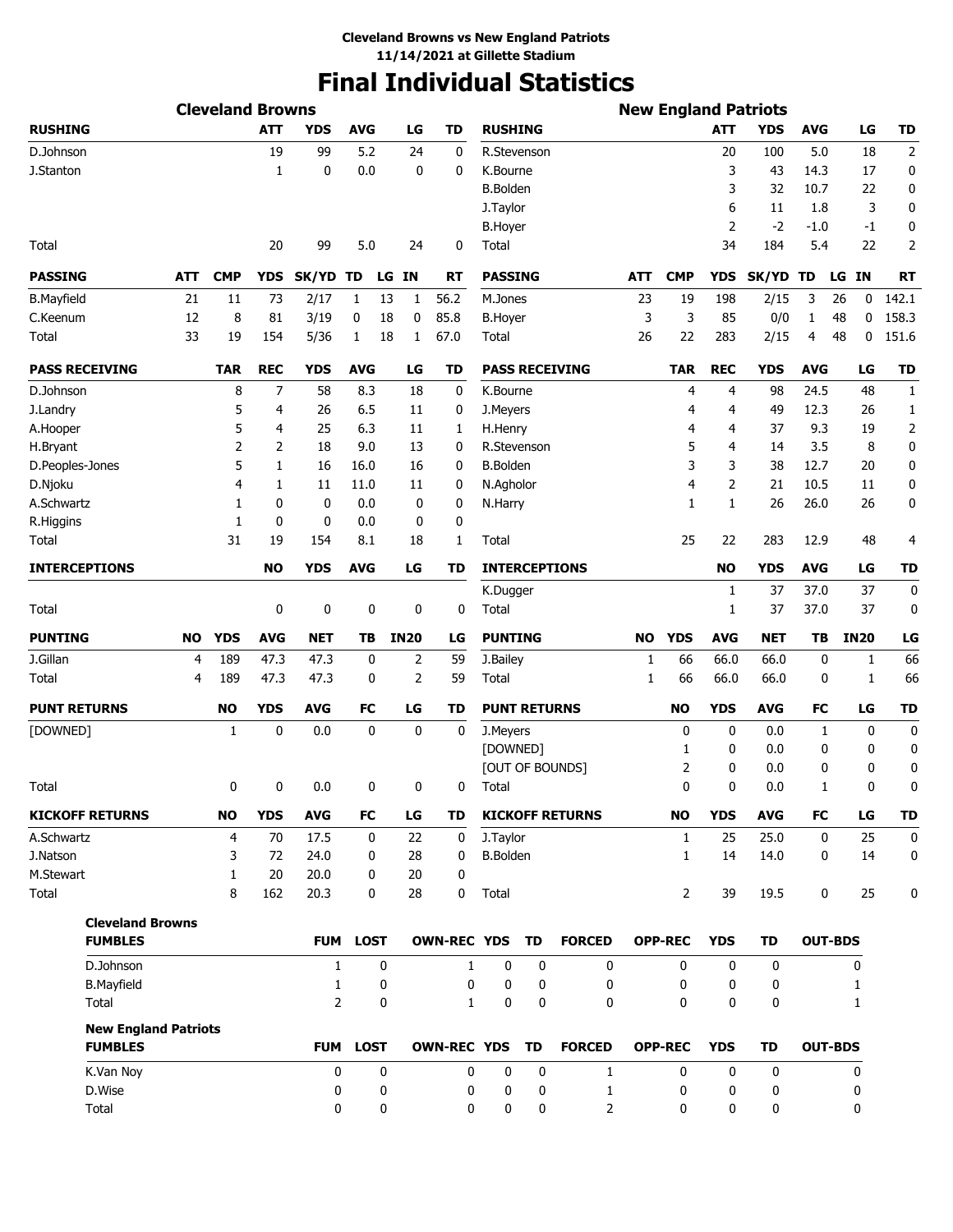**Cleveland Browns vs New England Patriots**
**11/14/2021 at Gillette Stadium**

# Final Individual Statistics

## Cleveland Browns

| RUSHING | ATT | YDS | AVG | LG | TD |
|---|---|---|---|---|---|
| D.Johnson | 19 | 99 | 5.2 | 24 | 0 |
| J.Stanton | 1 | 0 | 0.0 | 0 | 0 |
| Total | 20 | 99 | 5.0 | 24 | 0 |

| PASSING | ATT | CMP | YDS | SK/YD | TD | LG | IN | RT |
|---|---|---|---|---|---|---|---|---|
| B.Mayfield | 21 | 11 | 73 | 2/17 | 1 | 13 | 1 | 56.2 |
| C.Keenum | 12 | 8 | 81 | 3/19 | 0 | 18 | 0 | 85.8 |
| Total | 33 | 19 | 154 | 5/36 | 1 | 18 | 1 | 67.0 |

| PASS RECEIVING | TAR | REC | YDS | AVG | LG | TD |
|---|---|---|---|---|---|---|
| D.Johnson | 8 | 7 | 58 | 8.3 | 18 | 0 |
| J.Landry | 5 | 4 | 26 | 6.5 | 11 | 0 |
| A.Hooper | 5 | 4 | 25 | 6.3 | 11 | 1 |
| H.Bryant | 2 | 2 | 18 | 9.0 | 13 | 0 |
| D.Peoples-Jones | 5 | 1 | 16 | 16.0 | 16 | 0 |
| D.Njoku | 4 | 1 | 11 | 11.0 | 11 | 0 |
| A.Schwartz | 1 | 0 | 0 | 0.0 | 0 | 0 |
| R.Higgins | 1 | 0 | 0 | 0.0 | 0 | 0 |
| Total | 31 | 19 | 154 | 8.1 | 18 | 1 |

| INTERCEPTIONS | NO | YDS | AVG | LG | TD |
|---|---|---|---|---|---|
| Total | 0 | 0 | 0 | 0 | 0 |

| PUNTING | NO | YDS | AVG | NET | TB | IN20 | LG |
|---|---|---|---|---|---|---|---|
| J.Gillan | 4 | 189 | 47.3 | 47.3 | 0 | 2 | 59 |
| Total | 4 | 189 | 47.3 | 47.3 | 0 | 2 | 59 |

| PUNT RETURNS | NO | YDS | AVG | FC | LG | TD |
|---|---|---|---|---|---|---|
| [DOWNED] | 1 | 0 | 0.0 | 0 | 0 | 0 |
| Total | 0 | 0 | 0.0 | 0 | 0 | 0 |

| KICKOFF RETURNS | NO | YDS | AVG | FC | LG | TD |
|---|---|---|---|---|---|---|
| A.Schwartz | 4 | 70 | 17.5 | 0 | 22 | 0 |
| J.Natson | 3 | 72 | 24.0 | 0 | 28 | 0 |
| M.Stewart | 1 | 20 | 20.0 | 0 | 20 | 0 |
| Total | 8 | 162 | 20.3 | 0 | 28 | 0 |

## New England Patriots

| RUSHING | ATT | YDS | AVG | LG | TD |
|---|---|---|---|---|---|
| R.Stevenson | 20 | 100 | 5.0 | 18 | 2 |
| K.Bourne | 3 | 43 | 14.3 | 17 | 0 |
| B.Bolden | 3 | 32 | 10.7 | 22 | 0 |
| J.Taylor | 6 | 11 | 1.8 | 3 | 0 |
| B.Hoyer | 2 | -2 | -1.0 | -1 | 0 |
| Total | 34 | 184 | 5.4 | 22 | 2 |

| PASSING | ATT | CMP | YDS | SK/YD | TD | LG | IN | RT |
|---|---|---|---|---|---|---|---|---|
| M.Jones | 23 | 19 | 198 | 2/15 | 3 | 26 | 0 | 142.1 |
| B.Hoyer | 3 | 3 | 85 | 0/0 | 1 | 48 | 0 | 158.3 |
| Total | 26 | 22 | 283 | 2/15 | 4 | 48 | 0 | 151.6 |

| PASS RECEIVING | TAR | REC | YDS | AVG | LG | TD |
|---|---|---|---|---|---|---|
| K.Bourne | 4 | 4 | 98 | 24.5 | 48 | 1 |
| J.Meyers | 4 | 4 | 49 | 12.3 | 26 | 1 |
| H.Henry | 4 | 4 | 37 | 9.3 | 19 | 2 |
| R.Stevenson | 5 | 4 | 14 | 3.5 | 8 | 0 |
| B.Bolden | 3 | 3 | 38 | 12.7 | 20 | 0 |
| N.Agholor | 4 | 2 | 21 | 10.5 | 11 | 0 |
| N.Harry | 1 | 1 | 26 | 26.0 | 26 | 0 |
| Total | 25 | 22 | 283 | 12.9 | 48 | 4 |

| INTERCEPTIONS | NO | YDS | AVG | LG | TD |
|---|---|---|---|---|---|
| K.Dugger | 1 | 37 | 37.0 | 37 | 0 |
| Total | 1 | 37 | 37.0 | 37 | 0 |

| PUNTING | NO | YDS | AVG | NET | TB | IN20 | LG |
|---|---|---|---|---|---|---|---|
| J.Bailey | 1 | 66 | 66.0 | 66.0 | 0 | 1 | 66 |
| Total | 1 | 66 | 66.0 | 66.0 | 0 | 1 | 66 |

| PUNT RETURNS | NO | YDS | AVG | FC | LG | TD |
|---|---|---|---|---|---|---|
| J.Meyers | 0 | 0 | 0.0 | 1 | 0 | 0 |
| [DOWNED] | 1 | 0 | 0.0 | 0 | 0 | 0 |
| [OUT OF BOUNDS] | 2 | 0 | 0.0 | 0 | 0 | 0 |
| Total | 0 | 0 | 0.0 | 1 | 0 | 0 |

| KICKOFF RETURNS | NO | YDS | AVG | FC | LG | TD |
|---|---|---|---|---|---|---|
| J.Taylor | 1 | 25 | 25.0 | 0 | 25 | 0 |
| B.Bolden | 1 | 14 | 14.0 | 0 | 14 | 0 |
| Total | 2 | 39 | 19.5 | 0 | 25 | 0 |

### Cleveland Browns

| FUMBLES | FUM | LOST | OWN-REC | YDS | TD | FORCED | OPP-REC | YDS | TD | OUT-BDS |
|---|---|---|---|---|---|---|---|---|---|---|
| D.Johnson | 1 | 0 | 1 | 0 | 0 | 0 | 0 | 0 | 0 | 0 |
| B.Mayfield | 1 | 0 | 0 | 0 | 0 | 0 | 0 | 0 | 0 | 1 |
| Total | 2 | 0 | 1 | 0 | 0 | 0 | 0 | 0 | 0 | 1 |

### New England Patriots

| FUMBLES | FUM | LOST | OWN-REC | YDS | TD | FORCED | OPP-REC | YDS | TD | OUT-BDS |
|---|---|---|---|---|---|---|---|---|---|---|
| K.Van Noy | 0 | 0 | 0 | 0 | 0 | 1 | 0 | 0 | 0 | 0 |
| D.Wise | 0 | 0 | 0 | 0 | 0 | 1 | 0 | 0 | 0 | 0 |
| Total | 0 | 0 | 0 | 0 | 0 | 2 | 0 | 0 | 0 | 0 |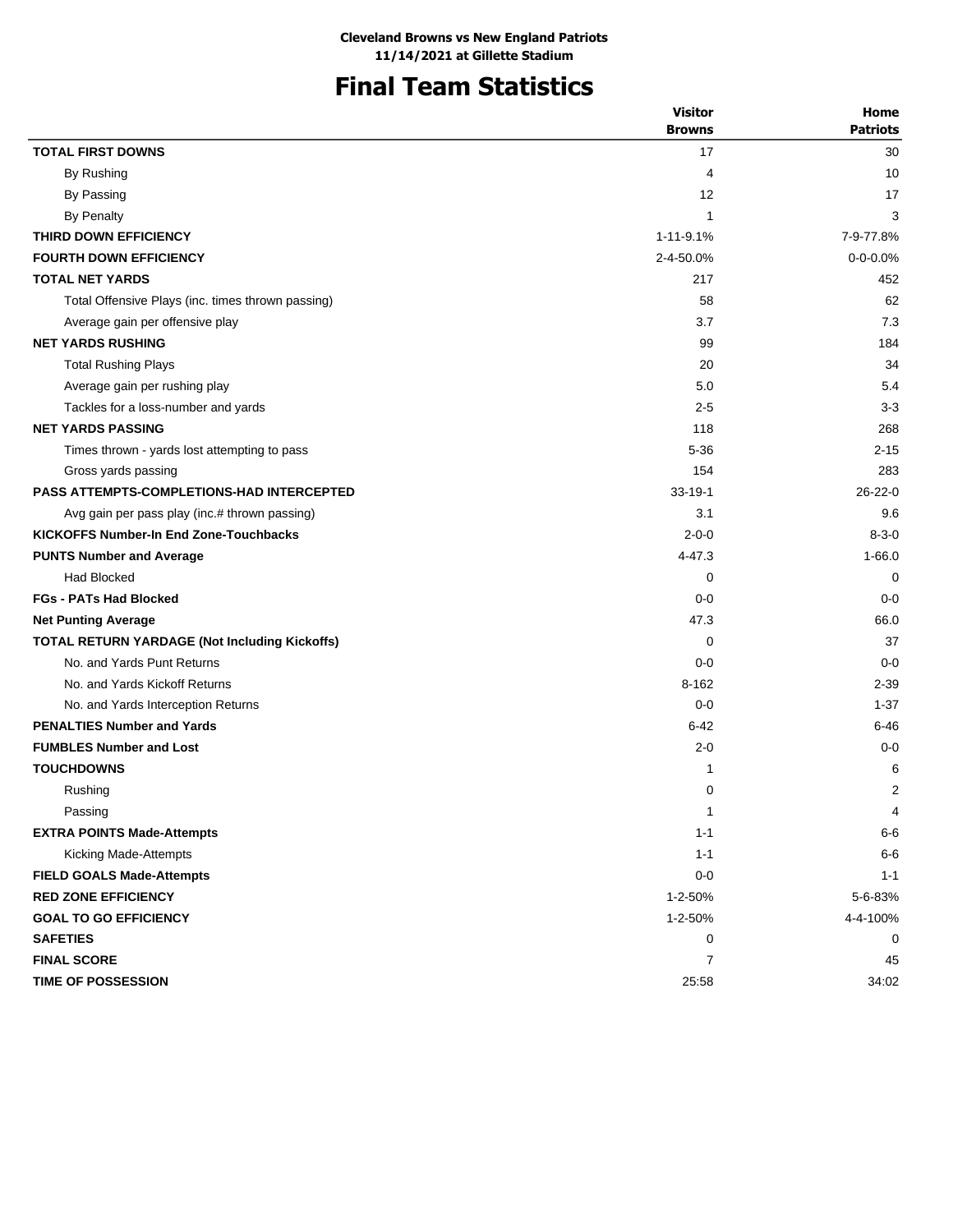**Cleveland Browns vs New England Patriots**
**11/14/2021 at Gillette Stadium**

# Final Team Statistics

| | Visitor Browns | Home Patriots |
|---|---|---|
| **TOTAL FIRST DOWNS** | 17 | 30 |
| By Rushing | 4 | 10 |
| By Passing | 12 | 17 |
| By Penalty | 1 | 3 |
| **THIRD DOWN EFFICIENCY** | 1-11-9.1% | 7-9-77.8% |
| **FOURTH DOWN EFFICIENCY** | 2-4-50.0% | 0-0-0.0% |
| **TOTAL NET YARDS** | 217 | 452 |
| Total Offensive Plays (inc. times thrown passing) | 58 | 62 |
| Average gain per offensive play | 3.7 | 7.3 |
| **NET YARDS RUSHING** | 99 | 184 |
| Total Rushing Plays | 20 | 34 |
| Average gain per rushing play | 5.0 | 5.4 |
| Tackles for a loss-number and yards | 2-5 | 3-3 |
| **NET YARDS PASSING** | 118 | 268 |
| Times thrown - yards lost attempting to pass | 5-36 | 2-15 |
| Gross yards passing | 154 | 283 |
| **PASS ATTEMPTS-COMPLETIONS-HAD INTERCEPTED** | 33-19-1 | 26-22-0 |
| Avg gain per pass play (inc.# thrown passing) | 3.1 | 9.6 |
| **KICKOFFS Number-In End Zone-Touchbacks** | 2-0-0 | 8-3-0 |
| **PUNTS Number and Average** | 4-47.3 | 1-66.0 |
| Had Blocked | 0 | 0 |
| **FGs - PATs Had Blocked** | 0-0 | 0-0 |
| **Net Punting Average** | 47.3 | 66.0 |
| **TOTAL RETURN YARDAGE (Not Including Kickoffs)** | 0 | 37 |
| No. and Yards Punt Returns | 0-0 | 0-0 |
| No. and Yards Kickoff Returns | 8-162 | 2-39 |
| No. and Yards Interception Returns | 0-0 | 1-37 |
| **PENALTIES Number and Yards** | 6-42 | 6-46 |
| **FUMBLES Number and Lost** | 2-0 | 0-0 |
| **TOUCHDOWNS** | 1 | 6 |
| Rushing | 0 | 2 |
| Passing | 1 | 4 |
| **EXTRA POINTS Made-Attempts** | 1-1 | 6-6 |
| Kicking Made-Attempts | 1-1 | 6-6 |
| **FIELD GOALS Made-Attempts** | 0-0 | 1-1 |
| **RED ZONE EFFICIENCY** | 1-2-50% | 5-6-83% |
| **GOAL TO GO EFFICIENCY** | 1-2-50% | 4-4-100% |
| **SAFETIES** | 0 | 0 |
| **FINAL SCORE** | 7 | 45 |
| **TIME OF POSSESSION** | 25:58 | 34:02 |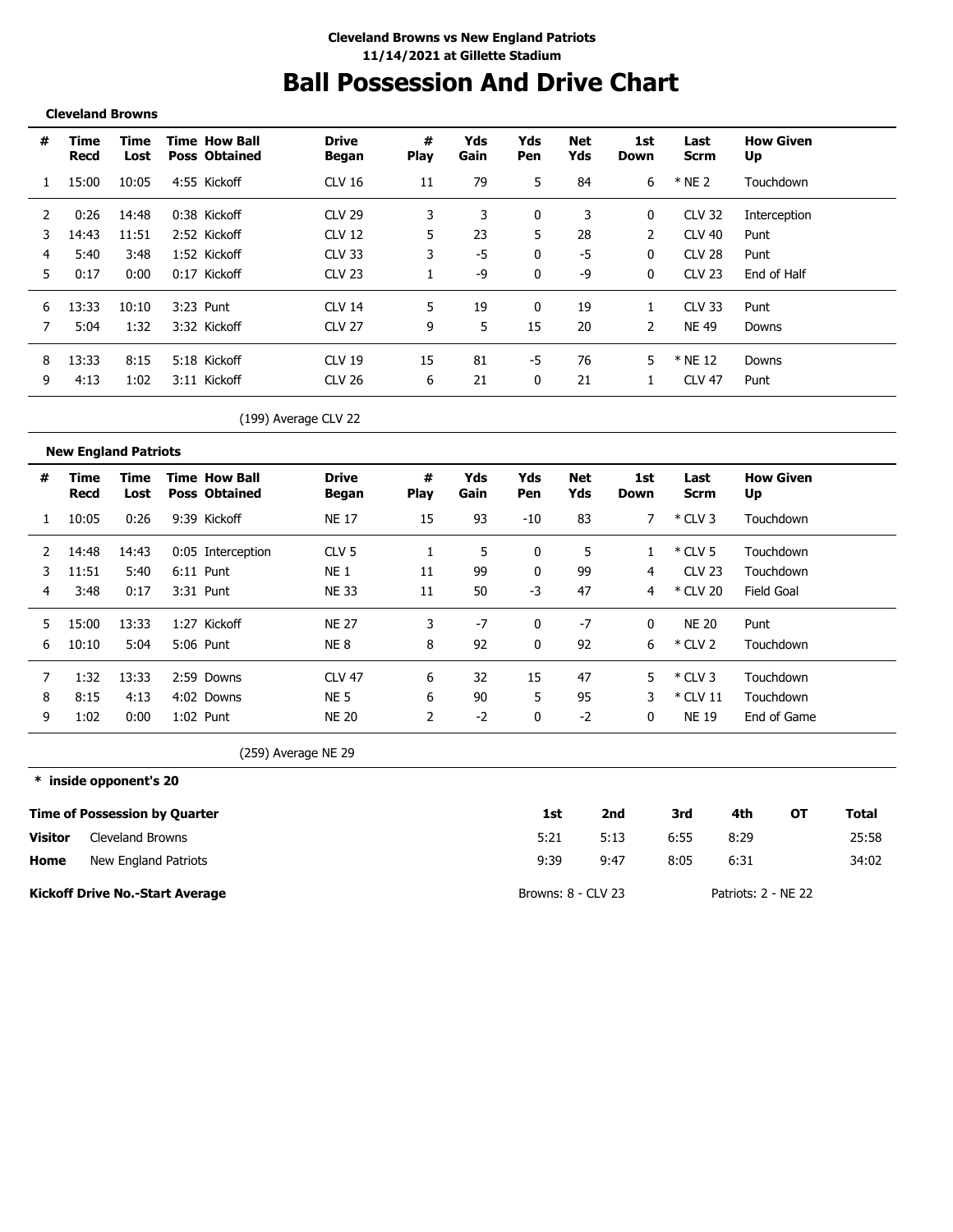**Cleveland Browns vs New England Patriots**
**11/14/2021 at Gillette Stadium**

# Ball Possession And Drive Chart

**Cleveland Browns**

| # | Time Recd | Time Lost | Time Poss | How Ball Obtained | Drive Began | # Play | Yds Gain | Yds Pen | Net Yds | 1st Down | Last Scrm | How Given Up |
|---|---|---|---|---|---|---|---|---|---|---|---|---|
| 1 | 15:00 | 10:05 | 4:55 | Kickoff | CLV 16 | 11 | 79 | 5 | 84 | 6 | * NE 2 | Touchdown |
| 2 | 0:26 | 14:48 | 0:38 | Kickoff | CLV 29 | 3 | 3 | 0 | 3 | 0 | CLV 32 | Interception |
| 3 | 14:43 | 11:51 | 2:52 | Kickoff | CLV 12 | 5 | 23 | 5 | 28 | 2 | CLV 40 | Punt |
| 4 | 5:40 | 3:48 | 1:52 | Kickoff | CLV 33 | 3 | -5 | 0 | -5 | 0 | CLV 28 | Punt |
| 5 | 0:17 | 0:00 | 0:17 | Kickoff | CLV 23 | 1 | -9 | 0 | -9 | 0 | CLV 23 | End of Half |
| 6 | 13:33 | 10:10 | 3:23 | Punt | CLV 14 | 5 | 19 | 0 | 19 | 1 | CLV 33 | Punt |
| 7 | 5:04 | 1:32 | 3:32 | Kickoff | CLV 27 | 9 | 5 | 15 | 20 | 2 | NE 49 | Downs |
| 8 | 13:33 | 8:15 | 5:18 | Kickoff | CLV 19 | 15 | 81 | -5 | 76 | 5 | * NE 12 | Downs |
| 9 | 4:13 | 1:02 | 3:11 | Kickoff | CLV 26 | 6 | 21 | 0 | 21 | 1 | CLV 47 | Punt |

(199) Average CLV 22

**New England Patriots**

| # | Time Recd | Time Lost | Time Poss | How Ball Obtained | Drive Began | # Play | Yds Gain | Yds Pen | Net Yds | 1st Down | Last Scrm | How Given Up |
|---|---|---|---|---|---|---|---|---|---|---|---|---|
| 1 | 10:05 | 0:26 | 9:39 | Kickoff | NE 17 | 15 | 93 | -10 | 83 | 7 | * CLV 3 | Touchdown |
| 2 | 14:48 | 14:43 | 0:05 | Interception | CLV 5 | 1 | 5 | 0 | 5 | 1 | * CLV 5 | Touchdown |
| 3 | 11:51 | 5:40 | 6:11 | Punt | NE 1 | 11 | 99 | 0 | 99 | 4 | CLV 23 | Touchdown |
| 4 | 3:48 | 0:17 | 3:31 | Punt | NE 33 | 11 | 50 | -3 | 47 | 4 | * CLV 20 | Field Goal |
| 5 | 15:00 | 13:33 | 1:27 | Kickoff | NE 27 | 3 | -7 | 0 | -7 | 0 | NE 20 | Punt |
| 6 | 10:10 | 5:04 | 5:06 | Punt | NE 8 | 8 | 92 | 0 | 92 | 6 | * CLV 2 | Touchdown |
| 7 | 1:32 | 13:33 | 2:59 | Downs | CLV 47 | 6 | 32 | 15 | 47 | 5 | * CLV 3 | Touchdown |
| 8 | 8:15 | 4:13 | 4:02 | Downs | NE 5 | 6 | 90 | 5 | 95 | 3 | * CLV 11 | Touchdown |
| 9 | 1:02 | 0:00 | 1:02 | Punt | NE 20 | 2 | -2 | 0 | -2 | 0 | NE 19 | End of Game |

(259) Average NE 29

**\* inside opponent's 20**

| Time of Possession by Quarter | | 1st | 2nd | 3rd | 4th | OT | Total |
|---|---|---|---|---|---|---|---|
| **Visitor** | Cleveland Browns | 5:21 | 5:13 | 6:55 | 8:29 | | 25:58 |
| **Home** | New England Patriots | 9:39 | 9:47 | 8:05 | 6:31 | | 34:02 |

**Kickoff Drive No.-Start Average** Browns: 8 - CLV 23 Patriots: 2 - NE 22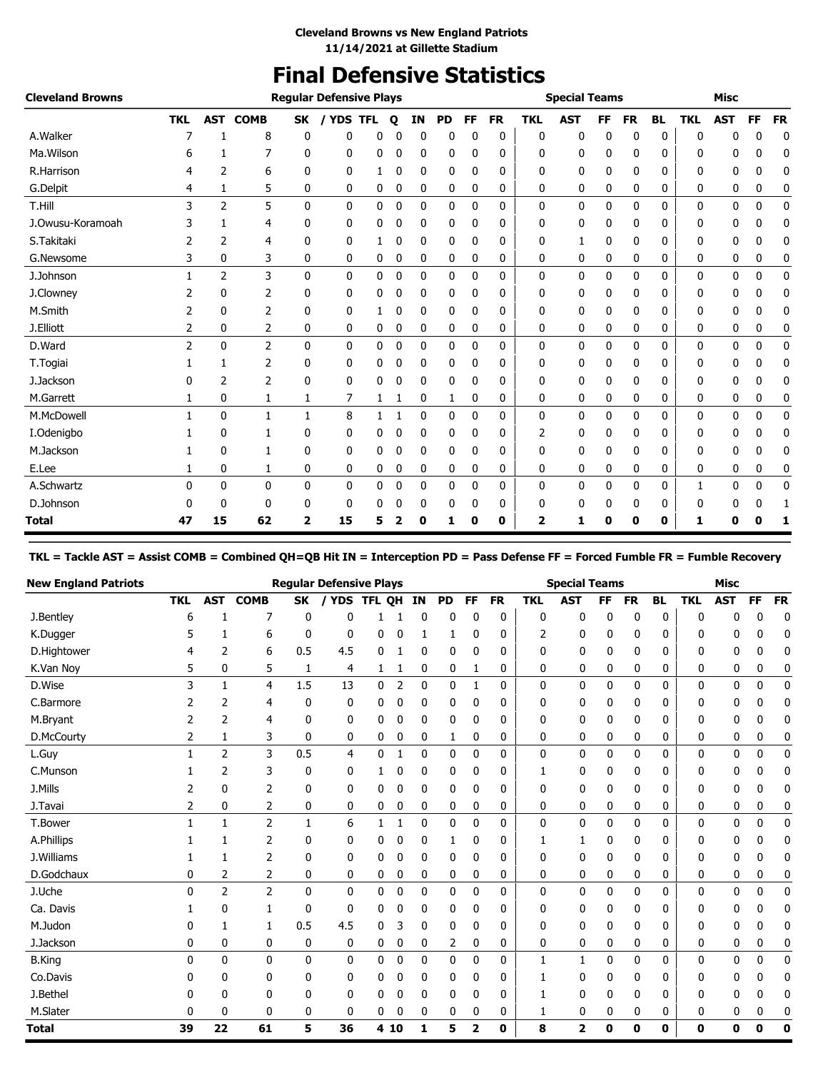**Cleveland Browns vs New England Patriots**
**11/14/2021 at Gillette Stadium**

# Final Defensive Statistics

| Cleveland Browns | Regular Defensive Plays | | | | | | | | | | | Special Teams | | | | | Misc | | | |
|---|---|---|---|---|---|---|---|---|---|---|---|---|---|---|---|---|---|---|---|---|
| | TKL | AST | COMB | SK | / YDS | TFL | Q | IN | PD | FF | FR | TKL | AST | FF | FR | BL | TKL | AST | FF | FR |
| A.Walker | 7 | 1 | 8 | 0 | 0 | 0 | 0 | 0 | 0 | 0 | 0 | 0 | 0 | 0 | 0 | 0 | 0 | 0 | 0 | 0 |
| Ma.Wilson | 6 | 1 | 7 | 0 | 0 | 0 | 0 | 0 | 0 | 0 | 0 | 0 | 0 | 0 | 0 | 0 | 0 | 0 | 0 | 0 |
| R.Harrison | 4 | 2 | 6 | 0 | 0 | 1 | 0 | 0 | 0 | 0 | 0 | 0 | 0 | 0 | 0 | 0 | 0 | 0 | 0 | 0 |
| G.Delpit | 4 | 1 | 5 | 0 | 0 | 0 | 0 | 0 | 0 | 0 | 0 | 0 | 0 | 0 | 0 | 0 | 0 | 0 | 0 | 0 |
| T.Hill | 3 | 2 | 5 | 0 | 0 | 0 | 0 | 0 | 0 | 0 | 0 | 0 | 0 | 0 | 0 | 0 | 0 | 0 | 0 | 0 |
| J.Owusu-Koramoah | 3 | 1 | 4 | 0 | 0 | 0 | 0 | 0 | 0 | 0 | 0 | 0 | 0 | 0 | 0 | 0 | 0 | 0 | 0 | 0 |
| S.Takitaki | 2 | 2 | 4 | 0 | 0 | 1 | 0 | 0 | 0 | 0 | 0 | 0 | 1 | 0 | 0 | 0 | 0 | 0 | 0 | 0 |
| G.Newsome | 3 | 0 | 3 | 0 | 0 | 0 | 0 | 0 | 0 | 0 | 0 | 0 | 0 | 0 | 0 | 0 | 0 | 0 | 0 | 0 |
| J.Johnson | 1 | 2 | 3 | 0 | 0 | 0 | 0 | 0 | 0 | 0 | 0 | 0 | 0 | 0 | 0 | 0 | 0 | 0 | 0 | 0 |
| J.Clowney | 2 | 0 | 2 | 0 | 0 | 0 | 0 | 0 | 0 | 0 | 0 | 0 | 0 | 0 | 0 | 0 | 0 | 0 | 0 | 0 |
| M.Smith | 2 | 0 | 2 | 0 | 0 | 1 | 0 | 0 | 0 | 0 | 0 | 0 | 0 | 0 | 0 | 0 | 0 | 0 | 0 | 0 |
| J.Elliott | 2 | 0 | 2 | 0 | 0 | 0 | 0 | 0 | 0 | 0 | 0 | 0 | 0 | 0 | 0 | 0 | 0 | 0 | 0 | 0 |
| D.Ward | 2 | 0 | 2 | 0 | 0 | 0 | 0 | 0 | 0 | 0 | 0 | 0 | 0 | 0 | 0 | 0 | 0 | 0 | 0 | 0 |
| T.Togiai | 1 | 1 | 2 | 0 | 0 | 0 | 0 | 0 | 0 | 0 | 0 | 0 | 0 | 0 | 0 | 0 | 0 | 0 | 0 | 0 |
| J.Jackson | 0 | 2 | 2 | 0 | 0 | 0 | 0 | 0 | 0 | 0 | 0 | 0 | 0 | 0 | 0 | 0 | 0 | 0 | 0 | 0 |
| M.Garrett | 1 | 0 | 1 | 1 | 7 | 1 | 1 | 0 | 1 | 0 | 0 | 0 | 0 | 0 | 0 | 0 | 0 | 0 | 0 | 0 |
| M.McDowell | 1 | 0 | 1 | 1 | 8 | 1 | 1 | 0 | 0 | 0 | 0 | 0 | 0 | 0 | 0 | 0 | 0 | 0 | 0 | 0 |
| I.Odenigbo | 1 | 0 | 1 | 0 | 0 | 0 | 0 | 0 | 0 | 0 | 0 | 2 | 0 | 0 | 0 | 0 | 0 | 0 | 0 | 0 |
| M.Jackson | 1 | 0 | 1 | 0 | 0 | 0 | 0 | 0 | 0 | 0 | 0 | 0 | 0 | 0 | 0 | 0 | 0 | 0 | 0 | 0 |
| E.Lee | 1 | 0 | 1 | 0 | 0 | 0 | 0 | 0 | 0 | 0 | 0 | 0 | 0 | 0 | 0 | 0 | 0 | 0 | 0 | 0 |
| A.Schwartz | 0 | 0 | 0 | 0 | 0 | 0 | 0 | 0 | 0 | 0 | 0 | 0 | 0 | 0 | 0 | 0 | 1 | 0 | 0 | 0 |
| D.Johnson | 0 | 0 | 0 | 0 | 0 | 0 | 0 | 0 | 0 | 0 | 0 | 0 | 0 | 0 | 0 | 0 | 0 | 0 | 0 | 1 |
| **Total** | **47** | **15** | **62** | **2** | **15** | **5** | **2** | **0** | **1** | **0** | **0** | **2** | **1** | **0** | **0** | **0** | **1** | **0** | **0** | **1** |

**TKL = Tackle AST = Assist COMB = Combined QH=QB Hit IN = Interception PD = Pass Defense FF = Forced Fumble FR = Fumble Recovery**

| New England Patriots | Regular Defensive Plays | | | | | | | | | | | Special Teams | | | | | Misc | | | |
|---|---|---|---|---|---|---|---|---|---|---|---|---|---|---|---|---|---|---|---|---|
| | TKL | AST | COMB | SK | / YDS | TFL | QH | IN | PD | FF | FR | TKL | AST | FF | FR | BL | TKL | AST | FF | FR |
| J.Bentley | 6 | 1 | 7 | 0 | 0 | 1 | 1 | 0 | 0 | 0 | 0 | 0 | 0 | 0 | 0 | 0 | 0 | 0 | 0 | 0 |
| K.Dugger | 5 | 1 | 6 | 0 | 0 | 0 | 0 | 1 | 1 | 0 | 0 | 2 | 0 | 0 | 0 | 0 | 0 | 0 | 0 | 0 |
| D.Hightower | 4 | 2 | 6 | 0.5 | 4.5 | 0 | 1 | 0 | 0 | 0 | 0 | 0 | 0 | 0 | 0 | 0 | 0 | 0 | 0 | 0 |
| K.Van Noy | 5 | 0 | 5 | 1 | 4 | 1 | 1 | 0 | 0 | 1 | 0 | 0 | 0 | 0 | 0 | 0 | 0 | 0 | 0 | 0 |
| D.Wise | 3 | 1 | 4 | 1.5 | 13 | 0 | 2 | 0 | 0 | 1 | 0 | 0 | 0 | 0 | 0 | 0 | 0 | 0 | 0 | 0 |
| C.Barmore | 2 | 2 | 4 | 0 | 0 | 0 | 0 | 0 | 0 | 0 | 0 | 0 | 0 | 0 | 0 | 0 | 0 | 0 | 0 | 0 |
| M.Bryant | 2 | 2 | 4 | 0 | 0 | 0 | 0 | 0 | 0 | 0 | 0 | 0 | 0 | 0 | 0 | 0 | 0 | 0 | 0 | 0 |
| D.McCourty | 2 | 1 | 3 | 0 | 0 | 0 | 0 | 0 | 1 | 0 | 0 | 0 | 0 | 0 | 0 | 0 | 0 | 0 | 0 | 0 |
| L.Guy | 1 | 2 | 3 | 0.5 | 4 | 0 | 1 | 0 | 0 | 0 | 0 | 0 | 0 | 0 | 0 | 0 | 0 | 0 | 0 | 0 |
| C.Munson | 1 | 2 | 3 | 0 | 0 | 1 | 0 | 0 | 0 | 0 | 0 | 1 | 0 | 0 | 0 | 0 | 0 | 0 | 0 | 0 |
| J.Mills | 2 | 0 | 2 | 0 | 0 | 0 | 0 | 0 | 0 | 0 | 0 | 0 | 0 | 0 | 0 | 0 | 0 | 0 | 0 | 0 |
| J.Tavai | 2 | 0 | 2 | 0 | 0 | 0 | 0 | 0 | 0 | 0 | 0 | 0 | 0 | 0 | 0 | 0 | 0 | 0 | 0 | 0 |
| T.Bower | 1 | 1 | 2 | 1 | 6 | 1 | 1 | 0 | 0 | 0 | 0 | 0 | 0 | 0 | 0 | 0 | 0 | 0 | 0 | 0 |
| A.Phillips | 1 | 1 | 2 | 0 | 0 | 0 | 0 | 0 | 1 | 0 | 0 | 1 | 1 | 0 | 0 | 0 | 0 | 0 | 0 | 0 |
| J.Williams | 1 | 1 | 2 | 0 | 0 | 0 | 0 | 0 | 0 | 0 | 0 | 0 | 0 | 0 | 0 | 0 | 0 | 0 | 0 | 0 |
| D.Godchaux | 0 | 2 | 2 | 0 | 0 | 0 | 0 | 0 | 0 | 0 | 0 | 0 | 0 | 0 | 0 | 0 | 0 | 0 | 0 | 0 |
| J.Uche | 0 | 2 | 2 | 0 | 0 | 0 | 0 | 0 | 0 | 0 | 0 | 0 | 0 | 0 | 0 | 0 | 0 | 0 | 0 | 0 |
| Ca. Davis | 1 | 0 | 1 | 0 | 0 | 0 | 0 | 0 | 0 | 0 | 0 | 0 | 0 | 0 | 0 | 0 | 0 | 0 | 0 | 0 |
| M.Judon | 0 | 1 | 1 | 0.5 | 4.5 | 0 | 3 | 0 | 0 | 0 | 0 | 0 | 0 | 0 | 0 | 0 | 0 | 0 | 0 | 0 |
| J.Jackson | 0 | 0 | 0 | 0 | 0 | 0 | 0 | 0 | 2 | 0 | 0 | 0 | 0 | 0 | 0 | 0 | 0 | 0 | 0 | 0 |
| B.King | 0 | 0 | 0 | 0 | 0 | 0 | 0 | 0 | 0 | 0 | 0 | 1 | 1 | 0 | 0 | 0 | 0 | 0 | 0 | 0 |
| Co.Davis | 0 | 0 | 0 | 0 | 0 | 0 | 0 | 0 | 0 | 0 | 0 | 1 | 0 | 0 | 0 | 0 | 0 | 0 | 0 | 0 |
| J.Bethel | 0 | 0 | 0 | 0 | 0 | 0 | 0 | 0 | 0 | 0 | 0 | 1 | 0 | 0 | 0 | 0 | 0 | 0 | 0 | 0 |
| M.Slater | 0 | 0 | 0 | 0 | 0 | 0 | 0 | 0 | 0 | 0 | 0 | 1 | 0 | 0 | 0 | 0 | 0 | 0 | 0 | 0 |
| **Total** | **39** | **22** | **61** | **5** | **36** | **4** | **10** | **1** | **5** | **2** | **0** | **8** | **2** | **0** | **0** | **0** | **0** | **0** | **0** | **0** |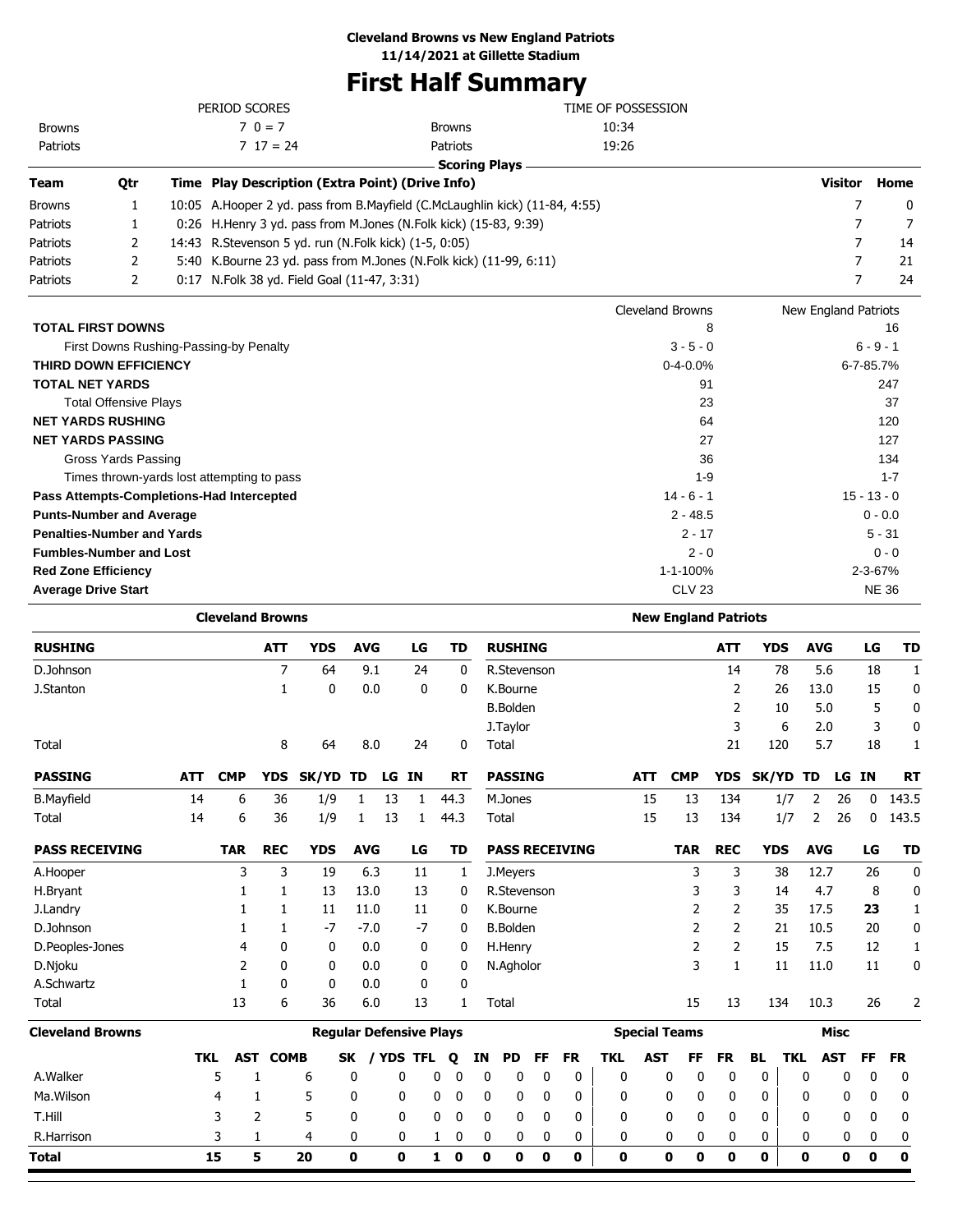**Cleveland Browns vs New England Patriots**
**11/14/2021 at Gillette Stadium**

# First Half Summary

| PERIOD SCORES | | | TIME OF POSSESSION |
|---|---|---|---|
| Browns | 7 0 = 7 | Browns | 10:34 |
| Patriots | 7 17 = 24 | Patriots | 19:26 |

**Scoring Plays**

| Team | Qtr | Time | Play Description (Extra Point) (Drive Info) | Visitor | Home |
|---|---|---|---|---|---|
| Browns | 1 | 10:05 | A.Hooper 2 yd. pass from B.Mayfield (C.McLaughlin kick) (11-84, 4:55) | 7 | 0 |
| Patriots | 1 | 0:26 | H.Henry 3 yd. pass from M.Jones (N.Folk kick) (15-83, 9:39) | 7 | 7 |
| Patriots | 2 | 14:43 | R.Stevenson 5 yd. run (N.Folk kick) (1-5, 0:05) | 7 | 14 |
| Patriots | 2 | 5:40 | K.Bourne 23 yd. pass from M.Jones (N.Folk kick) (11-99, 6:11) | 7 | 21 |
| Patriots | 2 | 0:17 | N.Folk 38 yd. Field Goal (11-47, 3:31) | 7 | 24 |

| | Cleveland Browns | New England Patriots |
|---|---|---|
| **TOTAL FIRST DOWNS** | 8 | 16 |
| First Downs Rushing-Passing-by Penalty | 3 - 5 - 0 | 6 - 9 - 1 |
| **THIRD DOWN EFFICIENCY** | 0-4-0.0% | 6-7-85.7% |
| **TOTAL NET YARDS** | 91 | 247 |
| Total Offensive Plays | 23 | 37 |
| **NET YARDS RUSHING** | 64 | 120 |
| **NET YARDS PASSING** | 27 | 127 |
| Gross Yards Passing | 36 | 134 |
| Times thrown-yards lost attempting to pass | 1-9 | 1-7 |
| **Pass Attempts-Completions-Had Intercepted** | 14 - 6 - 1 | 15 - 13 - 0 |
| **Punts-Number and Average** | 2 - 48.5 | 0 - 0.0 |
| **Penalties-Number and Yards** | 2 - 17 | 5 - 31 |
| **Fumbles-Number and Lost** | 2 - 0 | 0 - 0 |
| **Red Zone Efficiency** | 1-1-100% | 2-3-67% |
| **Average Drive Start** | CLV 23 | NE 36 |

## Cleveland Browns

| RUSHING | ATT | YDS | AVG | LG | TD |
|---|---|---|---|---|---|
| D.Johnson | 7 | 64 | 9.1 | 24 | 0 |
| J.Stanton | 1 | 0 | 0.0 | 0 | 0 |
| Total | 8 | 64 | 8.0 | 24 | 0 |

| PASSING | ATT | CMP | YDS | SK/YD | TD | LG | IN | RT |
|---|---|---|---|---|---|---|---|---|
| B.Mayfield | 14 | 6 | 36 | 1/9 | 1 | 13 | 1 | 44.3 |
| Total | 14 | 6 | 36 | 1/9 | 1 | 13 | 1 | 44.3 |

| PASS RECEIVING | TAR | REC | YDS | AVG | LG | TD |
|---|---|---|---|---|---|---|
| A.Hooper | 3 | 3 | 19 | 6.3 | 11 | 1 |
| H.Bryant | 1 | 1 | 13 | 13.0 | 13 | 0 |
| J.Landry | 1 | 1 | 11 | 11.0 | 11 | 0 |
| D.Johnson | 1 | 1 | -7 | -7.0 | -7 | 0 |
| D.Peoples-Jones | 4 | 0 | 0 | 0.0 | 0 | 0 |
| D.Njoku | 2 | 0 | 0 | 0.0 | 0 | 0 |
| A.Schwartz | 1 | 0 | 0 | 0.0 | 0 | 0 |
| Total | 13 | 6 | 36 | 6.0 | 13 | 1 |

## New England Patriots

| RUSHING | ATT | YDS | AVG | LG | TD |
|---|---|---|---|---|---|
| R.Stevenson | 14 | 78 | 5.6 | 18 | 1 |
| K.Bourne | 2 | 26 | 13.0 | 15 | 0 |
| B.Bolden | 2 | 10 | 5.0 | 5 | 0 |
| J.Taylor | 3 | 6 | 2.0 | 3 | 0 |
| Total | 21 | 120 | 5.7 | 18 | 1 |

| PASSING | ATT | CMP | YDS | SK/YD | TD | LG | IN | RT |
|---|---|---|---|---|---|---|---|---|
| M.Jones | 15 | 13 | 134 | 1/7 | 2 | 26 | 0 | 143.5 |
| Total | 15 | 13 | 134 | 1/7 | 2 | 26 | 0 | 143.5 |

| PASS RECEIVING | TAR | REC | YDS | AVG | LG | TD |
|---|---|---|---|---|---|---|
| J.Meyers | 3 | 3 | 38 | 12.7 | 26 | 0 |
| R.Stevenson | 3 | 3 | 14 | 4.7 | 8 | 0 |
| K.Bourne | 2 | 2 | 35 | 17.5 | **23** | 1 |
| B.Bolden | 2 | 2 | 21 | 10.5 | 20 | 0 |
| H.Henry | 2 | 2 | 15 | 7.5 | 12 | 1 |
| N.Agholor | 3 | 1 | 11 | 11.0 | 11 | 0 |
| Total | 15 | 13 | 134 | 10.3 | 26 | 2 |

## Cleveland Browns Defense

| | Regular Defensive Plays | | | | | | | | | | | Special Teams | | | | | Misc | | | |
|---|---|---|---|---|---|---|---|---|---|---|---|---|---|---|---|---|---|---|---|---|
| | TKL | AST | COMB | SK | / YDS | TFL | Q | IN | PD | FF | FR | TKL | AST | FF | FR | BL | TKL | AST | FF | FR |
| A.Walker | 5 | 1 | 6 | 0 | 0 | 0 | 0 | 0 | 0 | 0 | 0 | 0 | 0 | 0 | 0 | 0 | 0 | 0 | 0 | 0 |
| Ma.Wilson | 4 | 1 | 5 | 0 | 0 | 0 | 0 | 0 | 0 | 0 | 0 | 0 | 0 | 0 | 0 | 0 | 0 | 0 | 0 | 0 |
| T.Hill | 3 | 2 | 5 | 0 | 0 | 0 | 0 | 0 | 0 | 0 | 0 | 0 | 0 | 0 | 0 | 0 | 0 | 0 | 0 | 0 |
| R.Harrison | 3 | 1 | 4 | 0 | 0 | 1 | 0 | 0 | 0 | 0 | 0 | 0 | 0 | 0 | 0 | 0 | 0 | 0 | 0 | 0 |
| **Total** | **15** | **5** | **20** | **0** | **0** | **1** | **0** | **0** | **0** | **0** | **0** | **0** | **0** | **0** | **0** | **0** | **0** | **0** | **0** | **0** |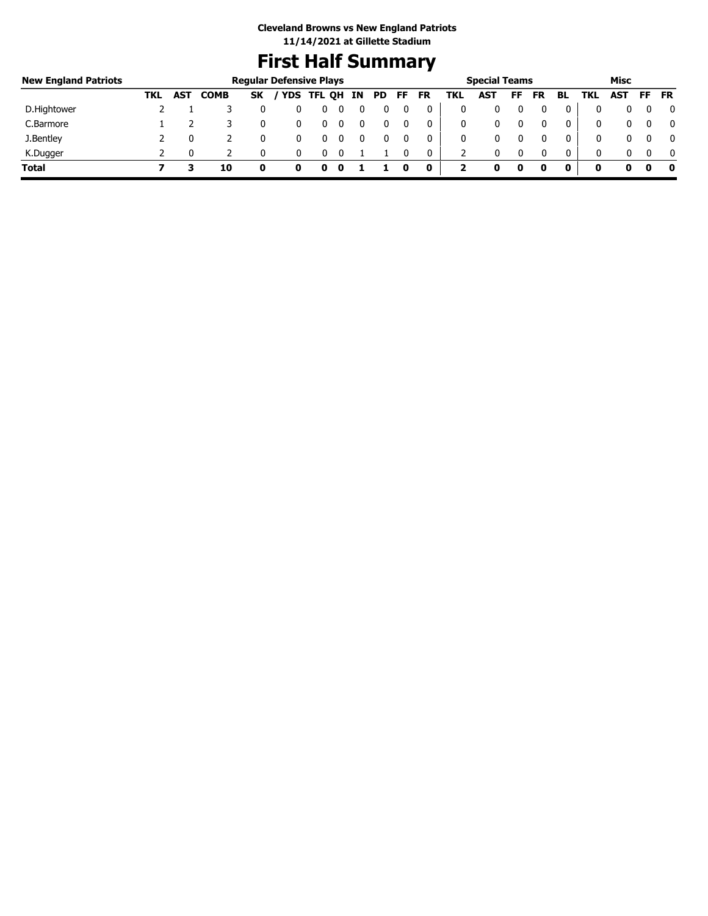**Cleveland Browns vs New England Patriots**
**11/14/2021 at Gillette Stadium**

# First Half Summary

| New England Patriots | Regular Defensive Plays | | | | | | | | | | | Special Teams | | | | | Misc | | | |
|---|---|---|---|---|---|---|---|---|---|---|---|---|---|---|---|---|---|---|---|---|
| | TKL | AST | COMB | SK | / YDS | TFL | QH | IN | PD | FF | FR | TKL | AST | FF | FR | BL | TKL | AST | FF | FR |
| D.Hightower | 2 | 1 | 3 | 0 | 0 | 0 | 0 | 0 | 0 | 0 | 0 | 0 | 0 | 0 | 0 | 0 | 0 | 0 | 0 | 0 |
| C.Barmore | 1 | 2 | 3 | 0 | 0 | 0 | 0 | 0 | 0 | 0 | 0 | 0 | 0 | 0 | 0 | 0 | 0 | 0 | 0 | 0 |
| J.Bentley | 2 | 0 | 2 | 0 | 0 | 0 | 0 | 0 | 0 | 0 | 0 | 0 | 0 | 0 | 0 | 0 | 0 | 0 | 0 | 0 |
| K.Dugger | 2 | 0 | 2 | 0 | 0 | 0 | 0 | 1 | 1 | 0 | 0 | 2 | 0 | 0 | 0 | 0 | 0 | 0 | 0 | 0 |
| **Total** | **7** | **3** | **10** | **0** | **0** | **0** | **0** | **1** | **1** | **0** | **0** | **2** | **0** | **0** | **0** | **0** | **0** | **0** | **0** | **0** |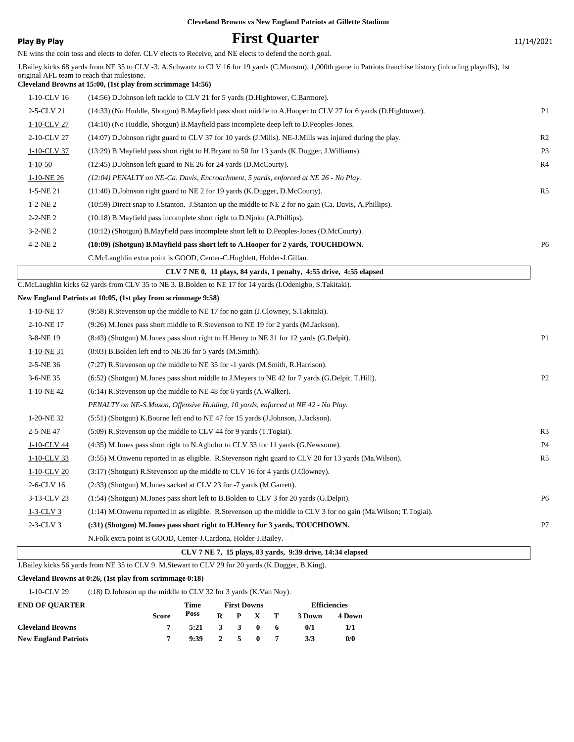**Cleveland Browns vs New England Patriots at Gillette Stadium**

**Play By Play** — 11/14/2021

# First Quarter

NE wins the coin toss and elects to defer. CLV elects to Receive, and NE elects to defend the north goal.

J.Bailey kicks 68 yards from NE 35 to CLV -3. A.Schwartz to CLV 16 for 19 yards (C.Munson). 1,000th game in Patriots franchise history (inlcuding playoffs), 1st original AFL team to reach that milestone.

**Cleveland Browns at 15:00, (1st play from scrimmage 14:56)**

| Down | Play | |
|---|---|---|
| 1-10-CLV 16 | (14:56) D.Johnson left tackle to CLV 21 for 5 yards (D.Hightower, C.Barmore). | |
| 2-5-CLV 21 | (14:33) (No Huddle, Shotgun) B.Mayfield pass short middle to A.Hooper to CLV 27 for 6 yards (D.Hightower). | P1 |
| 1-10-CLV 27 | (14:10) (No Huddle, Shotgun) B.Mayfield pass incomplete deep left to D.Peoples-Jones. | |
| 2-10-CLV 27 | (14:07) D.Johnson right guard to CLV 37 for 10 yards (J.Mills). NE-J.Mills was injured during the play. | R2 |
| 1-10-CLV 37 | (13:29) B.Mayfield pass short right to H.Bryant to 50 for 13 yards (K.Dugger, J.Williams). | P3 |
| 1-10-50 | (12:45) D.Johnson left guard to NE 26 for 24 yards (D.McCourty). | R4 |
| 1-10-NE 26 | *(12:04) PENALTY on NE-Ca. Davis, Encroachment, 5 yards, enforced at NE 26 - No Play.* | |
| 1-5-NE 21 | (11:40) D.Johnson right guard to NE 2 for 19 yards (K.Dugger, D.McCourty). | R5 |
| 1-2-NE 2 | (10:59) Direct snap to J.Stanton. J.Stanton up the middle to NE 2 for no gain (Ca. Davis, A.Phillips). | |
| 2-2-NE 2 | (10:18) B.Mayfield pass incomplete short right to D.Njoku (A.Phillips). | |
| 3-2-NE 2 | (10:12) (Shotgun) B.Mayfield pass incomplete short left to D.Peoples-Jones (D.McCourty). | |
| 4-2-NE 2 | **(10:09) (Shotgun) B.Mayfield pass short left to A.Hooper for 2 yards, TOUCHDOWN.** | P6 |
| | C.McLaughlin extra point is GOOD, Center-C.Hughlett, Holder-J.Gillan. | |

**CLV 7 NE 0, 11 plays, 84 yards, 1 penalty, 4:55 drive, 4:55 elapsed**

C.McLaughlin kicks 62 yards from CLV 35 to NE 3. B.Bolden to NE 17 for 14 yards (I.Odenigbo, S.Takitaki).

**New England Patriots at 10:05, (1st play from scrimmage 9:58)**

| Down | Play | |
|---|---|---|
| 1-10-NE 17 | (9:58) R.Stevenson up the middle to NE 17 for no gain (J.Clowney, S.Takitaki). | |
| 2-10-NE 17 | (9:26) M.Jones pass short middle to R.Stevenson to NE 19 for 2 yards (M.Jackson). | |
| 3-8-NE 19 | (8:43) (Shotgun) M.Jones pass short right to H.Henry to NE 31 for 12 yards (G.Delpit). | P1 |
| 1-10-NE 31 | (8:03) B.Bolden left end to NE 36 for 5 yards (M.Smith). | |
| 2-5-NE 36 | (7:27) R.Stevenson up the middle to NE 35 for -1 yards (M.Smith, R.Harrison). | |
| 3-6-NE 35 | (6:52) (Shotgun) M.Jones pass short middle to J.Meyers to NE 42 for 7 yards (G.Delpit, T.Hill). | P2 |
| 1-10-NE 42 | (6:14) R.Stevenson up the middle to NE 48 for 6 yards (A.Walker). | |
| | *PENALTY on NE-S.Mason, Offensive Holding, 10 yards, enforced at NE 42 - No Play.* | |
| 1-20-NE 32 | (5:51) (Shotgun) K.Bourne left end to NE 47 for 15 yards (J.Johnson, J.Jackson). | |
| 2-5-NE 47 | (5:09) R.Stevenson up the middle to CLV 44 for 9 yards (T.Togiai). | R3 |
| 1-10-CLV 44 | (4:35) M.Jones pass short right to N.Agholor to CLV 33 for 11 yards (G.Newsome). | P4 |
| 1-10-CLV 33 | (3:55) M.Onwenu reported in as eligible. R.Stevenson right guard to CLV 20 for 13 yards (Ma.Wilson). | R5 |
| 1-10-CLV 20 | (3:17) (Shotgun) R.Stevenson up the middle to CLV 16 for 4 yards (J.Clowney). | |
| 2-6-CLV 16 | (2:33) (Shotgun) M.Jones sacked at CLV 23 for -7 yards (M.Garrett). | |
| 3-13-CLV 23 | (1:54) (Shotgun) M.Jones pass short left to B.Bolden to CLV 3 for 20 yards (G.Delpit). | P6 |
| 1-3-CLV 3 | (1:14) M.Onwenu reported in as eligible. R.Stevenson up the middle to CLV 3 for no gain (Ma.Wilson; T.Togiai). | |
| 2-3-CLV 3 | **(:31) (Shotgun) M.Jones pass short right to H.Henry for 3 yards, TOUCHDOWN.** | P7 |
| | N.Folk extra point is GOOD, Center-J.Cardona, Holder-J.Bailey. | |

**CLV 7 NE 7, 15 plays, 83 yards, 9:39 drive, 14:34 elapsed**

J.Bailey kicks 56 yards from NE 35 to CLV 9. M.Stewart to CLV 29 for 20 yards (K.Dugger, B.King).

**Cleveland Browns at 0:26, (1st play from scrimmage 0:18)**

| Down | Play |
|---|---|
| 1-10-CLV 29 | (:18) D.Johnson up the middle to CLV 32 for 3 yards (K.Van Noy). |

| END OF QUARTER | Score | Time Poss | First Downs R | P | X | T | Efficiencies 3 Down | 4 Down |
|---|---|---|---|---|---|---|---|---|
| Cleveland Browns | 7 | 5:21 | 3 | 3 | 0 | 6 | 0/1 | 1/1 |
| New England Patriots | 7 | 9:39 | 2 | 5 | 0 | 7 | 3/3 | 0/0 |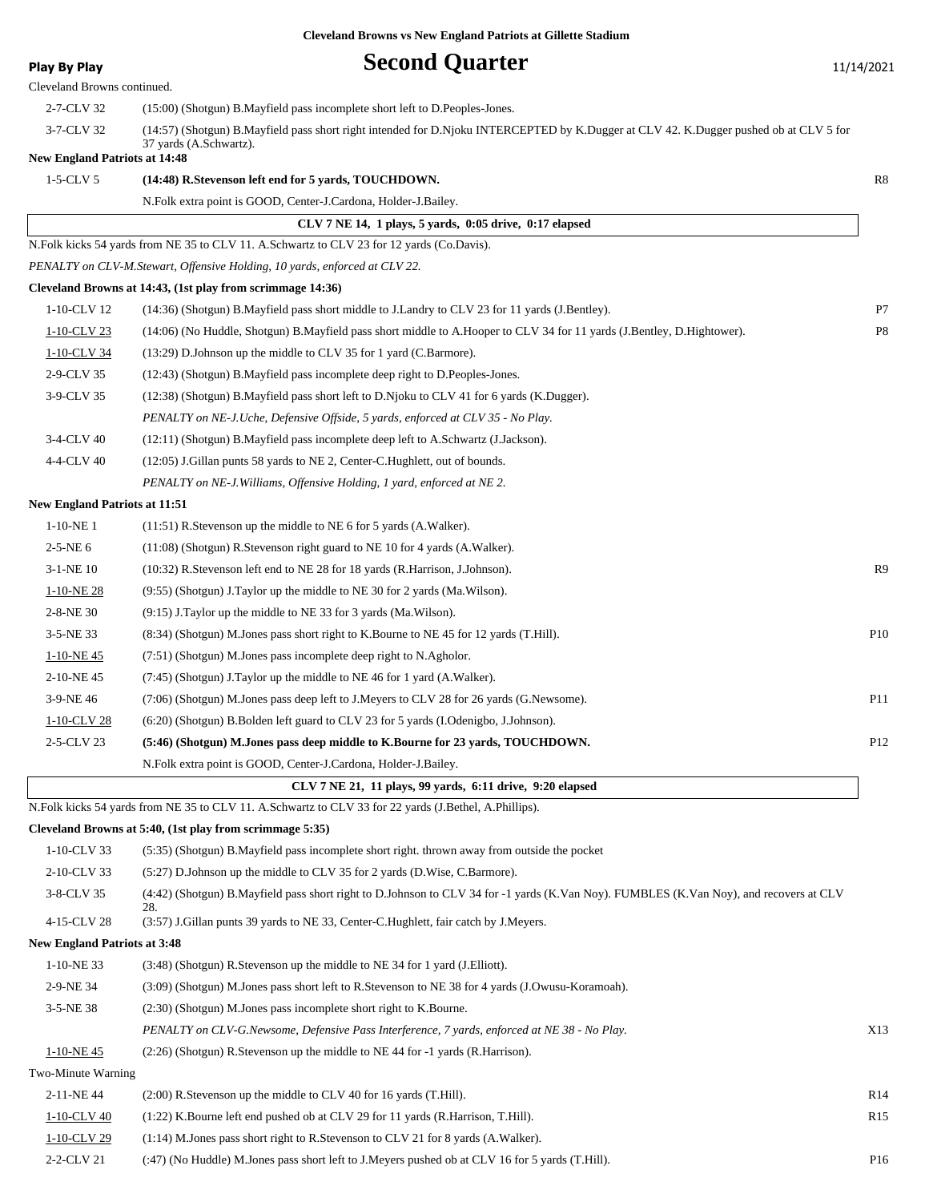Cleveland Browns vs New England Patriots at Gillette Stadium

**Play By Play**

# Second Quarter

11/14/2021

Cleveland Browns continued.

| Down | Play | |
|---|---|---|
| 2-7-CLV 32 | (15:00) (Shotgun) B.Mayfield pass incomplete short left to D.Peoples-Jones. | |
| 3-7-CLV 32 | (14:57) (Shotgun) B.Mayfield pass short right intended for D.Njoku INTERCEPTED by K.Dugger at CLV 42. K.Dugger pushed ob at CLV 5 for 37 yards (A.Schwartz). | |

**New England Patriots at 14:48**

| Down | Play | |
|---|---|---|
| 1-5-CLV 5 | **(14:48) R.Stevenson left end for 5 yards, TOUCHDOWN.** | R8 |
| | N.Folk extra point is GOOD, Center-J.Cardona, Holder-J.Bailey. | |

**CLV 7 NE 14, 1 plays, 5 yards, 0:05 drive, 0:17 elapsed**

N.Folk kicks 54 yards from NE 35 to CLV 11. A.Schwartz to CLV 23 for 12 yards (Co.Davis).

*PENALTY on CLV-M.Stewart, Offensive Holding, 10 yards, enforced at CLV 22.*

**Cleveland Browns at 14:43, (1st play from scrimmage 14:36)**

| Down | Play | |
|---|---|---|
| 1-10-CLV 12 | (14:36) (Shotgun) B.Mayfield pass short middle to J.Landry to CLV 23 for 11 yards (J.Bentley). | P7 |
| 1-10-CLV 23 | (14:06) (No Huddle, Shotgun) B.Mayfield pass short middle to A.Hooper to CLV 34 for 11 yards (J.Bentley, D.Hightower). | P8 |
| 1-10-CLV 34 | (13:29) D.Johnson up the middle to CLV 35 for 1 yard (C.Barmore). | |
| 2-9-CLV 35 | (12:43) (Shotgun) B.Mayfield pass incomplete deep right to D.Peoples-Jones. | |
| 3-9-CLV 35 | (12:38) (Shotgun) B.Mayfield pass short left to D.Njoku to CLV 41 for 6 yards (K.Dugger). | |
| | *PENALTY on NE-J.Uche, Defensive Offside, 5 yards, enforced at CLV 35 - No Play.* | |
| 3-4-CLV 40 | (12:11) (Shotgun) B.Mayfield pass incomplete deep left to A.Schwartz (J.Jackson). | |
| 4-4-CLV 40 | (12:05) J.Gillan punts 58 yards to NE 2, Center-C.Hughlett, out of bounds. | |
| | *PENALTY on NE-J.Williams, Offensive Holding, 1 yard, enforced at NE 2.* | |

**New England Patriots at 11:51**

| Down | Play | |
|---|---|---|
| 1-10-NE 1 | (11:51) R.Stevenson up the middle to NE 6 for 5 yards (A.Walker). | |
| 2-5-NE 6 | (11:08) (Shotgun) R.Stevenson right guard to NE 10 for 4 yards (A.Walker). | |
| 3-1-NE 10 | (10:32) R.Stevenson left end to NE 28 for 18 yards (R.Harrison, J.Johnson). | R9 |
| 1-10-NE 28 | (9:55) (Shotgun) J.Taylor up the middle to NE 30 for 2 yards (Ma.Wilson). | |
| 2-8-NE 30 | (9:15) J.Taylor up the middle to NE 33 for 3 yards (Ma.Wilson). | |
| 3-5-NE 33 | (8:34) (Shotgun) M.Jones pass short right to K.Bourne to NE 45 for 12 yards (T.Hill). | P10 |
| 1-10-NE 45 | (7:51) (Shotgun) M.Jones pass incomplete deep right to N.Agholor. | |
| 2-10-NE 45 | (7:45) (Shotgun) J.Taylor up the middle to NE 46 for 1 yard (A.Walker). | |
| 3-9-NE 46 | (7:06) (Shotgun) M.Jones pass deep left to J.Meyers to CLV 28 for 26 yards (G.Newsome). | P11 |
| 1-10-CLV 28 | (6:20) (Shotgun) B.Bolden left guard to CLV 23 for 5 yards (I.Odenigbo, J.Johnson). | |
| 2-5-CLV 23 | **(5:46) (Shotgun) M.Jones pass deep middle to K.Bourne for 23 yards, TOUCHDOWN.** | P12 |
| | N.Folk extra point is GOOD, Center-J.Cardona, Holder-J.Bailey. | |

**CLV 7 NE 21, 11 plays, 99 yards, 6:11 drive, 9:20 elapsed**

N.Folk kicks 54 yards from NE 35 to CLV 11. A.Schwartz to CLV 33 for 22 yards (J.Bethel, A.Phillips).

**Cleveland Browns at 5:40, (1st play from scrimmage 5:35)**

| Down | Play | |
|---|---|---|
| 1-10-CLV 33 | (5:35) (Shotgun) B.Mayfield pass incomplete short right. thrown away from outside the pocket | |
| 2-10-CLV 33 | (5:27) D.Johnson up the middle to CLV 35 for 2 yards (D.Wise, C.Barmore). | |
| 3-8-CLV 35 | (4:42) (Shotgun) B.Mayfield pass short right to D.Johnson to CLV 34 for -1 yards (K.Van Noy). FUMBLES (K.Van Noy), and recovers at CLV 28. | |
| 4-15-CLV 28 | (3:57) J.Gillan punts 39 yards to NE 33, Center-C.Hughlett, fair catch by J.Meyers. | |

**New England Patriots at 3:48**

| Down | Play | |
|---|---|---|
| 1-10-NE 33 | (3:48) (Shotgun) R.Stevenson up the middle to NE 34 for 1 yard (J.Elliott). | |
| 2-9-NE 34 | (3:09) (Shotgun) M.Jones pass short left to R.Stevenson to NE 38 for 4 yards (J.Owusu-Koramoah). | |
| 3-5-NE 38 | (2:30) (Shotgun) M.Jones pass incomplete short right to K.Bourne. | |
| | *PENALTY on CLV-G.Newsome, Defensive Pass Interference, 7 yards, enforced at NE 38 - No Play.* | X13 |
| 1-10-NE 45 | (2:26) (Shotgun) R.Stevenson up the middle to NE 44 for -1 yards (R.Harrison). | |
| Two-Minute Warning | | |
| 2-11-NE 44 | (2:00) R.Stevenson up the middle to CLV 40 for 16 yards (T.Hill). | R14 |
| 1-10-CLV 40 | (1:22) K.Bourne left end pushed ob at CLV 29 for 11 yards (R.Harrison, T.Hill). | R15 |
| 1-10-CLV 29 | (1:14) M.Jones pass short right to R.Stevenson to CLV 21 for 8 yards (A.Walker). | |
| 2-2-CLV 21 | (:47) (No Huddle) M.Jones pass short left to J.Meyers pushed ob at CLV 16 for 5 yards (T.Hill). | P16 |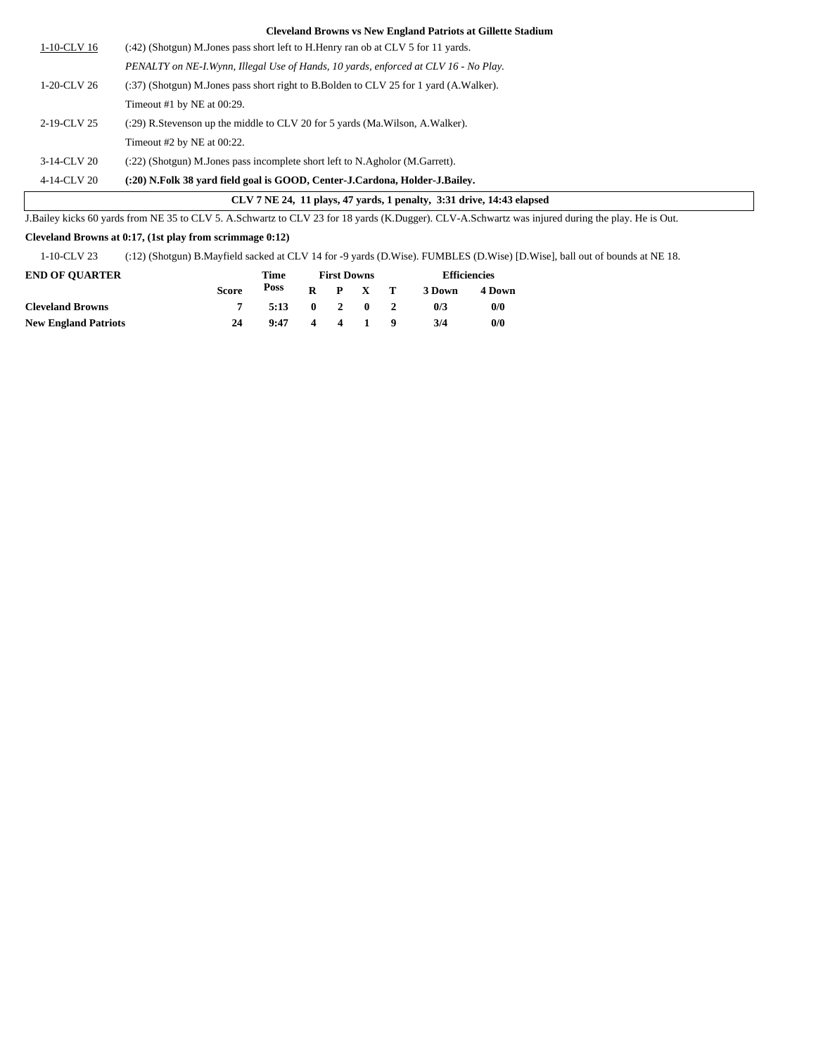**Cleveland Browns vs New England Patriots at Gillette Stadium**

| | |
|---|---|
| 1-10-CLV 16 | (:42) (Shotgun) M.Jones pass short left to H.Henry ran ob at CLV 5 for 11 yards. |
| | *PENALTY on NE-I.Wynn, Illegal Use of Hands, 10 yards, enforced at CLV 16 - No Play.* |
| 1-20-CLV 26 | (:37) (Shotgun) M.Jones pass short right to B.Bolden to CLV 25 for 1 yard (A.Walker). |
| | Timeout #1 by NE at 00:29. |
| 2-19-CLV 25 | (:29) R.Stevenson up the middle to CLV 20 for 5 yards (Ma.Wilson, A.Walker). |
| | Timeout #2 by NE at 00:22. |
| 3-14-CLV 20 | (:22) (Shotgun) M.Jones pass incomplete short left to N.Agholor (M.Garrett). |
| 4-14-CLV 20 | **(:20) N.Folk 38 yard field goal is GOOD, Center-J.Cardona, Holder-J.Bailey.** |

**CLV 7 NE 24, 11 plays, 47 yards, 1 penalty, 3:31 drive, 14:43 elapsed**

J.Bailey kicks 60 yards from NE 35 to CLV 5. A.Schwartz to CLV 23 for 18 yards (K.Dugger). CLV-A.Schwartz was injured during the play. He is Out.

**Cleveland Browns at 0:17, (1st play from scrimmage 0:12)**

| | |
|---|---|
| 1-10-CLV 23 | (:12) (Shotgun) B.Mayfield sacked at CLV 14 for -9 yards (D.Wise). FUMBLES (D.Wise) [D.Wise], ball out of bounds at NE 18. |

| END OF QUARTER | Score | Time Poss | First Downs R | P | X | T | Efficiencies 3 Down | 4 Down |
|---|---|---|---|---|---|---|---|---|
| **Cleveland Browns** | 7 | 5:13 | 0 | 2 | 0 | 2 | 0/3 | 0/0 |
| **New England Patriots** | 24 | 9:47 | 4 | 4 | 1 | 9 | 3/4 | 0/0 |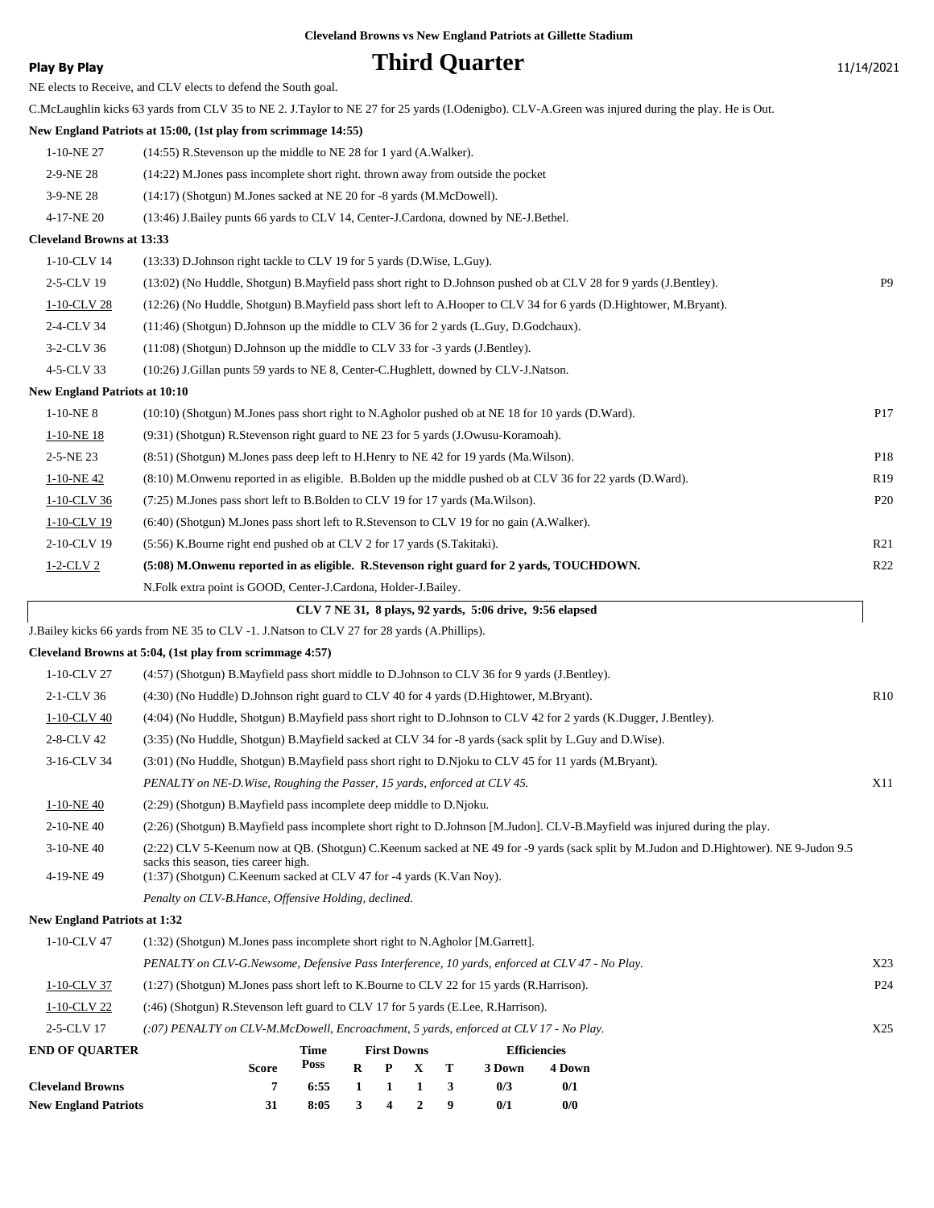**Cleveland Browns vs New England Patriots at Gillette Stadium**

# Third Quarter

**Play By Play** 11/14/2021

NE elects to Receive, and CLV elects to defend the South goal.

C.McLaughlin kicks 63 yards from CLV 35 to NE 2. J.Taylor to NE 27 for 25 yards (I.Odenigbo). CLV-A.Green was injured during the play. He is Out.

**New England Patriots at 15:00, (1st play from scrimmage 14:55)**

| | | |
|---|---|---|
| 1-10-NE 27 | (14:55) R.Stevenson up the middle to NE 28 for 1 yard (A.Walker). | |
| 2-9-NE 28 | (14:22) M.Jones pass incomplete short right. thrown away from outside the pocket | |
| 3-9-NE 28 | (14:17) (Shotgun) M.Jones sacked at NE 20 for -8 yards (M.McDowell). | |
| 4-17-NE 20 | (13:46) J.Bailey punts 66 yards to CLV 14, Center-J.Cardona, downed by NE-J.Bethel. | |

**Cleveland Browns at 13:33**

| | | |
|---|---|---|
| 1-10-CLV 14 | (13:33) D.Johnson right tackle to CLV 19 for 5 yards (D.Wise, L.Guy). | |
| 2-5-CLV 19 | (13:02) (No Huddle, Shotgun) B.Mayfield pass short right to D.Johnson pushed ob at CLV 28 for 9 yards (J.Bentley). | P9 |
| 1-10-CLV 28 | (12:26) (No Huddle, Shotgun) B.Mayfield pass short left to A.Hooper to CLV 34 for 6 yards (D.Hightower, M.Bryant). | |
| 2-4-CLV 34 | (11:46) (Shotgun) D.Johnson up the middle to CLV 36 for 2 yards (L.Guy, D.Godchaux). | |
| 3-2-CLV 36 | (11:08) (Shotgun) D.Johnson up the middle to CLV 33 for -3 yards (J.Bentley). | |
| 4-5-CLV 33 | (10:26) J.Gillan punts 59 yards to NE 8, Center-C.Hughlett, downed by CLV-J.Natson. | |

**New England Patriots at 10:10**

| | | |
|---|---|---|
| 1-10-NE 8 | (10:10) (Shotgun) M.Jones pass short right to N.Agholor pushed ob at NE 18 for 10 yards (D.Ward). | P17 |
| 1-10-NE 18 | (9:31) (Shotgun) R.Stevenson right guard to NE 23 for 5 yards (J.Owusu-Koramoah). | |
| 2-5-NE 23 | (8:51) (Shotgun) M.Jones pass deep left to H.Henry to NE 42 for 19 yards (Ma.Wilson). | P18 |
| 1-10-NE 42 | (8:10) M.Onwenu reported in as eligible. B.Bolden up the middle pushed ob at CLV 36 for 22 yards (D.Ward). | R19 |
| 1-10-CLV 36 | (7:25) M.Jones pass short left to B.Bolden to CLV 19 for 17 yards (Ma.Wilson). | P20 |
| 1-10-CLV 19 | (6:40) (Shotgun) M.Jones pass short left to R.Stevenson to CLV 19 for no gain (A.Walker). | |
| 2-10-CLV 19 | (5:56) K.Bourne right end pushed ob at CLV 2 for 17 yards (S.Takitaki). | R21 |
| 1-2-CLV 2 | **(5:08) M.Onwenu reported in as eligible. R.Stevenson right guard for 2 yards, TOUCHDOWN.** | R22 |
| | N.Folk extra point is GOOD, Center-J.Cardona, Holder-J.Bailey. | |

**CLV 7 NE 31, 8 plays, 92 yards, 5:06 drive, 9:56 elapsed**

J.Bailey kicks 66 yards from NE 35 to CLV -1. J.Natson to CLV 27 for 28 yards (A.Phillips).

**Cleveland Browns at 5:04, (1st play from scrimmage 4:57)**

| | | |
|---|---|---|
| 1-10-CLV 27 | (4:57) (Shotgun) B.Mayfield pass short middle to D.Johnson to CLV 36 for 9 yards (J.Bentley). | |
| 2-1-CLV 36 | (4:30) (No Huddle) D.Johnson right guard to CLV 40 for 4 yards (D.Hightower, M.Bryant). | R10 |
| 1-10-CLV 40 | (4:04) (No Huddle, Shotgun) B.Mayfield pass short right to D.Johnson to CLV 42 for 2 yards (K.Dugger, J.Bentley). | |
| 2-8-CLV 42 | (3:35) (No Huddle, Shotgun) B.Mayfield sacked at CLV 34 for -8 yards (sack split by L.Guy and D.Wise). | |
| 3-16-CLV 34 | (3:01) (No Huddle, Shotgun) B.Mayfield pass short right to D.Njoku to CLV 45 for 11 yards (M.Bryant). | |
| | *PENALTY on NE-D.Wise, Roughing the Passer, 15 yards, enforced at CLV 45.* | X11 |
| 1-10-NE 40 | (2:29) (Shotgun) B.Mayfield pass incomplete deep middle to D.Njoku. | |
| 2-10-NE 40 | (2:26) (Shotgun) B.Mayfield pass incomplete short right to D.Johnson [M.Judon]. CLV-B.Mayfield was injured during the play. | |
| 3-10-NE 40 | (2:22) CLV 5-Keenum now at QB. (Shotgun) C.Keenum sacked at NE 49 for -9 yards (sack split by M.Judon and D.Hightower). NE 9-Judon 9.5 sacks this season, ties career high. | |
| 4-19-NE 49 | (1:37) (Shotgun) C.Keenum sacked at CLV 47 for -4 yards (K.Van Noy). | |
| | *Penalty on CLV-B.Hance, Offensive Holding, declined.* | |

**New England Patriots at 1:32**

| | | |
|---|---|---|
| 1-10-CLV 47 | (1:32) (Shotgun) M.Jones pass incomplete short right to N.Agholor [M.Garrett]. | |
| | *PENALTY on CLV-G.Newsome, Defensive Pass Interference, 10 yards, enforced at CLV 47 - No Play.* | X23 |
| 1-10-CLV 37 | (1:27) (Shotgun) M.Jones pass short left to K.Bourne to CLV 22 for 15 yards (R.Harrison). | P24 |
| 1-10-CLV 22 | (:46) (Shotgun) R.Stevenson left guard to CLV 17 for 5 yards (E.Lee, R.Harrison). | |
| 2-5-CLV 17 | *(:07) PENALTY on CLV-M.McDowell, Encroachment, 5 yards, enforced at CLV 17 - No Play.* | X25 |

| END OF QUARTER | Score | Time Poss | First Downs R | P | X | T | Efficiencies 3 Down | 4 Down |
|---|---|---|---|---|---|---|---|---|
| Cleveland Browns | 7 | 6:55 | 1 | 1 | 1 | 3 | 0/3 | 0/1 |
| New England Patriots | 31 | 8:05 | 3 | 4 | 2 | 9 | 0/1 | 0/0 |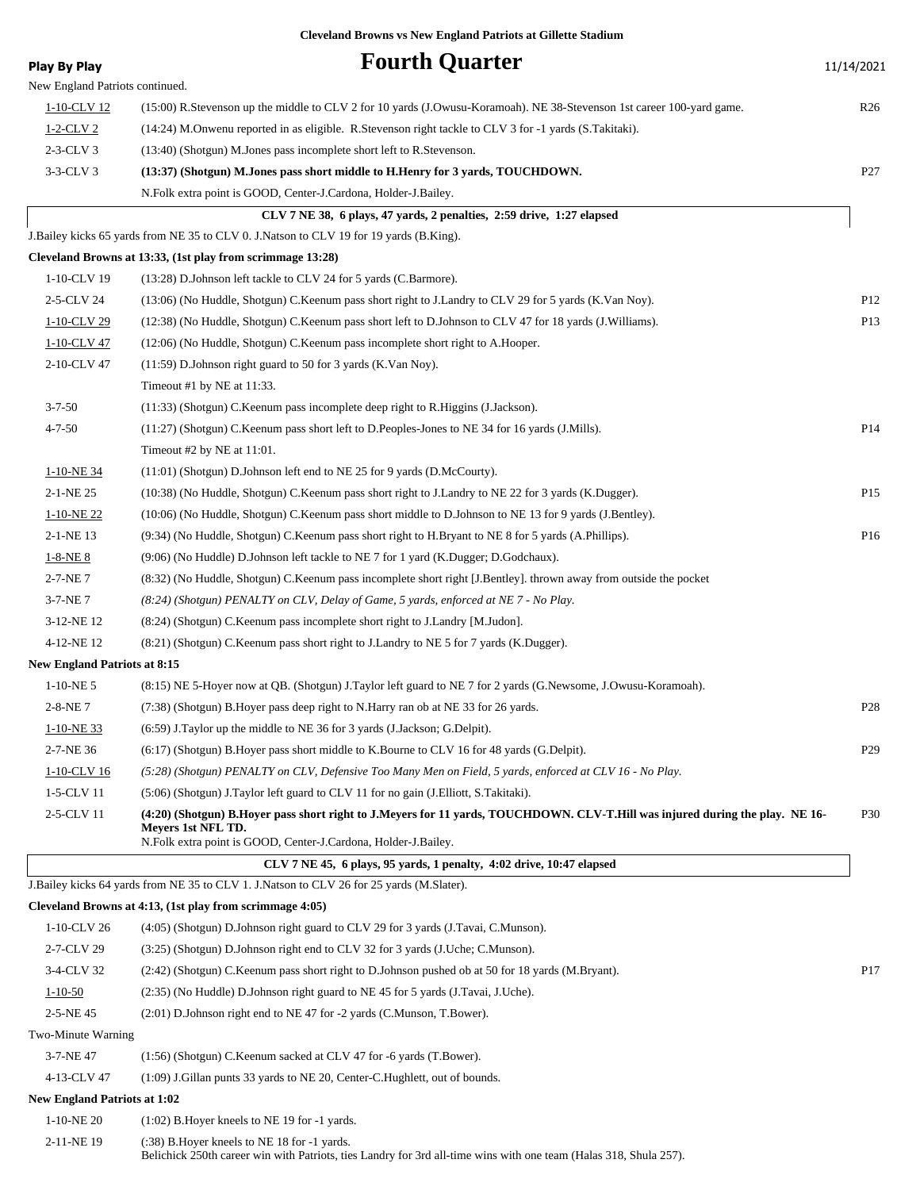**Cleveland Browns vs New England Patriots at Gillette Stadium**

**Play By Play**

# Fourth Quarter

11/14/2021

New England Patriots continued.

| Down | Play | |
|---|---|---|
| 1-10-CLV 12 | (15:00) R.Stevenson up the middle to CLV 2 for 10 yards (J.Owusu-Koramoah). NE 38-Stevenson 1st career 100-yard game. | R26 |
| 1-2-CLV 2 | (14:24) M.Onwenu reported in as eligible. R.Stevenson right tackle to CLV 3 for -1 yards (S.Takitaki). | |
| 2-3-CLV 3 | (13:40) (Shotgun) M.Jones pass incomplete short left to R.Stevenson. | |
| 3-3-CLV 3 | **(13:37) (Shotgun) M.Jones pass short middle to H.Henry for 3 yards, TOUCHDOWN.** | P27 |
| | N.Folk extra point is GOOD, Center-J.Cardona, Holder-J.Bailey. | |

**CLV 7 NE 38, 6 plays, 47 yards, 2 penalties, 2:59 drive, 1:27 elapsed**

J.Bailey kicks 65 yards from NE 35 to CLV 0. J.Natson to CLV 19 for 19 yards (B.King).

**Cleveland Browns at 13:33, (1st play from scrimmage 13:28)**

| Down | Play | |
|---|---|---|
| 1-10-CLV 19 | (13:28) D.Johnson left tackle to CLV 24 for 5 yards (C.Barmore). | |
| 2-5-CLV 24 | (13:06) (No Huddle, Shotgun) C.Keenum pass short right to J.Landry to CLV 29 for 5 yards (K.Van Noy). | P12 |
| 1-10-CLV 29 | (12:38) (No Huddle, Shotgun) C.Keenum pass short left to D.Johnson to CLV 47 for 18 yards (J.Williams). | P13 |
| 1-10-CLV 47 | (12:06) (No Huddle, Shotgun) C.Keenum pass incomplete short right to A.Hooper. | |
| 2-10-CLV 47 | (11:59) D.Johnson right guard to 50 for 3 yards (K.Van Noy). | |
| | Timeout #1 by NE at 11:33. | |
| 3-7-50 | (11:33) (Shotgun) C.Keenum pass incomplete deep right to R.Higgins (J.Jackson). | |
| 4-7-50 | (11:27) (Shotgun) C.Keenum pass short left to D.Peoples-Jones to NE 34 for 16 yards (J.Mills). | P14 |
| | Timeout #2 by NE at 11:01. | |
| 1-10-NE 34 | (11:01) (Shotgun) D.Johnson left end to NE 25 for 9 yards (D.McCourty). | |
| 2-1-NE 25 | (10:38) (No Huddle, Shotgun) C.Keenum pass short right to J.Landry to NE 22 for 3 yards (K.Dugger). | P15 |
| 1-10-NE 22 | (10:06) (No Huddle, Shotgun) C.Keenum pass short middle to D.Johnson to NE 13 for 9 yards (J.Bentley). | |
| 2-1-NE 13 | (9:34) (No Huddle, Shotgun) C.Keenum pass short right to H.Bryant to NE 8 for 5 yards (A.Phillips). | P16 |
| 1-8-NE 8 | (9:06) (No Huddle) D.Johnson left tackle to NE 7 for 1 yard (K.Dugger; D.Godchaux). | |
| 2-7-NE 7 | (8:32) (No Huddle, Shotgun) C.Keenum pass incomplete short right [J.Bentley]. thrown away from outside the pocket | |
| 3-7-NE 7 | *(8:24) (Shotgun) PENALTY on CLV, Delay of Game, 5 yards, enforced at NE 7 - No Play.* | |
| 3-12-NE 12 | (8:24) (Shotgun) C.Keenum pass incomplete short right to J.Landry [M.Judon]. | |
| 4-12-NE 12 | (8:21) (Shotgun) C.Keenum pass short right to J.Landry to NE 5 for 7 yards (K.Dugger). | |

**New England Patriots at 8:15**

| Down | Play | |
|---|---|---|
| 1-10-NE 5 | (8:15) NE 5-Hoyer now at QB. (Shotgun) J.Taylor left guard to NE 7 for 2 yards (G.Newsome, J.Owusu-Koramoah). | |
| 2-8-NE 7 | (7:38) (Shotgun) B.Hoyer pass deep right to N.Harry ran ob at NE 33 for 26 yards. | P28 |
| 1-10-NE 33 | (6:59) J.Taylor up the middle to NE 36 for 3 yards (J.Jackson; G.Delpit). | |
| 2-7-NE 36 | (6:17) (Shotgun) B.Hoyer pass short middle to K.Bourne to CLV 16 for 48 yards (G.Delpit). | P29 |
| 1-10-CLV 16 | *(5:28) (Shotgun) PENALTY on CLV, Defensive Too Many Men on Field, 5 yards, enforced at CLV 16 - No Play.* | |
| 1-5-CLV 11 | (5:06) (Shotgun) J.Taylor left guard to CLV 11 for no gain (J.Elliott, S.Takitaki). | |
| 2-5-CLV 11 | **(4:20) (Shotgun) B.Hoyer pass short right to J.Meyers for 11 yards, TOUCHDOWN. CLV-T.Hill was injured during the play. NE 16-Meyers 1st NFL TD.** N.Folk extra point is GOOD, Center-J.Cardona, Holder-J.Bailey. | P30 |

**CLV 7 NE 45, 6 plays, 95 yards, 1 penalty, 4:02 drive, 10:47 elapsed**

J.Bailey kicks 64 yards from NE 35 to CLV 1. J.Natson to CLV 26 for 25 yards (M.Slater).

**Cleveland Browns at 4:13, (1st play from scrimmage 4:05)**

| Down | Play | |
|---|---|---|
| 1-10-CLV 26 | (4:05) (Shotgun) D.Johnson right guard to CLV 29 for 3 yards (J.Tavai, C.Munson). | |
| 2-7-CLV 29 | (3:25) (Shotgun) D.Johnson right end to CLV 32 for 3 yards (J.Uche; C.Munson). | |
| 3-4-CLV 32 | (2:42) (Shotgun) C.Keenum pass short right to D.Johnson pushed ob at 50 for 18 yards (M.Bryant). | P17 |
| 1-10-50 | (2:35) (No Huddle) D.Johnson right guard to NE 45 for 5 yards (J.Tavai, J.Uche). | |
| 2-5-NE 45 | (2:01) D.Johnson right end to NE 47 for -2 yards (C.Munson, T.Bower). | |
| Two-Minute Warning | | |
| 3-7-NE 47 | (1:56) (Shotgun) C.Keenum sacked at CLV 47 for -6 yards (T.Bower). | |
| 4-13-CLV 47 | (1:09) J.Gillan punts 33 yards to NE 20, Center-C.Hughlett, out of bounds. | |

**New England Patriots at 1:02**

| Down | Play |
|---|---|
| 1-10-NE 20 | (1:02) B.Hoyer kneels to NE 19 for -1 yards. |
| 2-11-NE 19 | (:38) B.Hoyer kneels to NE 18 for -1 yards. Belichick 250th career win with Patriots, ties Landry for 3rd all-time wins with one team (Halas 318, Shula 257). |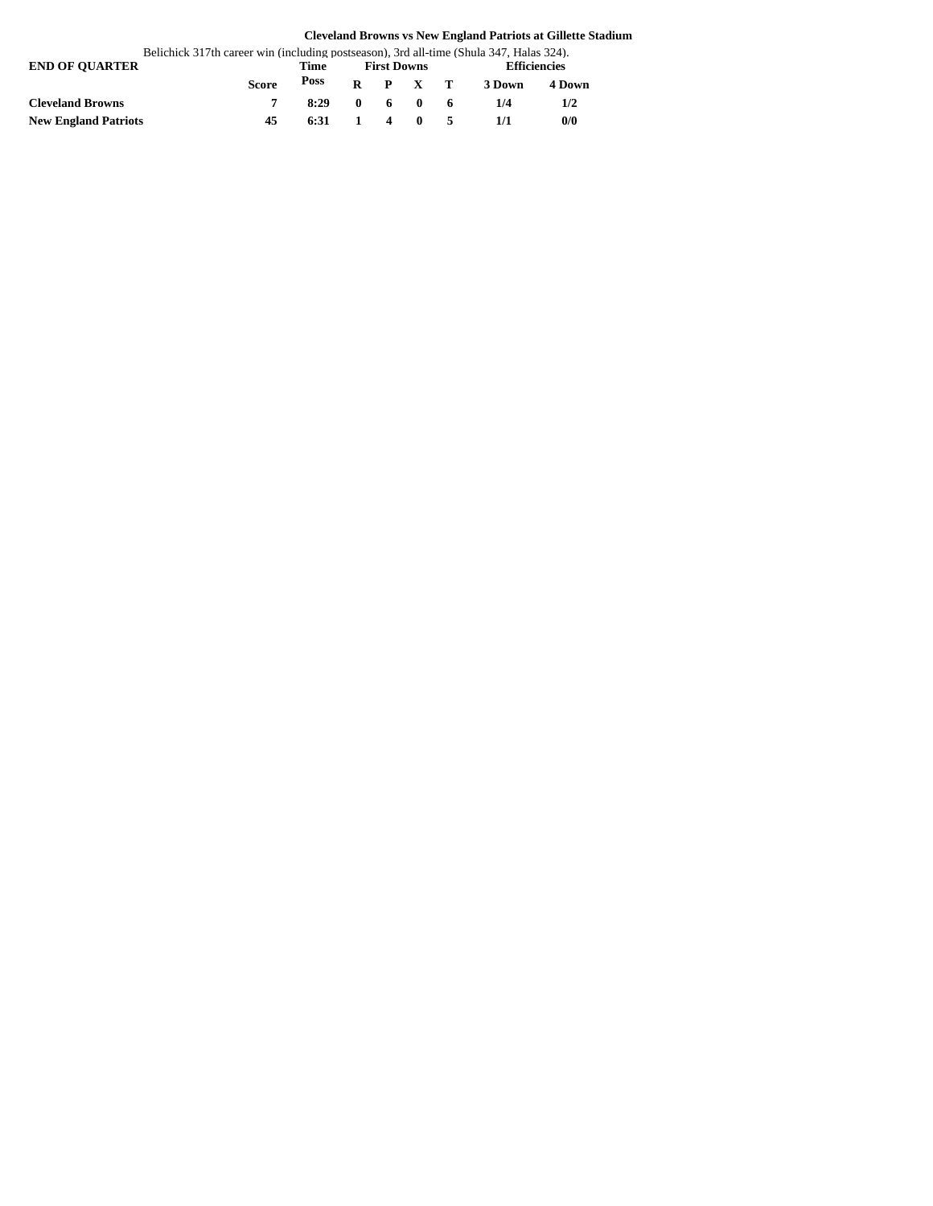**Cleveland Browns vs New England Patriots at Gillette Stadium**

Belichick 317th career win (including postseason), 3rd all-time (Shula 347, Halas 324).

| END OF QUARTER | Score | Time Poss | First Downs | | | | Efficiencies | |
|---|---|---|---|---|---|---|---|---|
| | | | R | P | X | T | 3 Down | 4 Down |
| **Cleveland Browns** | 7 | 8:29 | 0 | 6 | 0 | 6 | 1/4 | 1/2 |
| **New England Patriots** | 45 | 6:31 | 1 | 4 | 0 | 5 | 1/1 | 0/0 |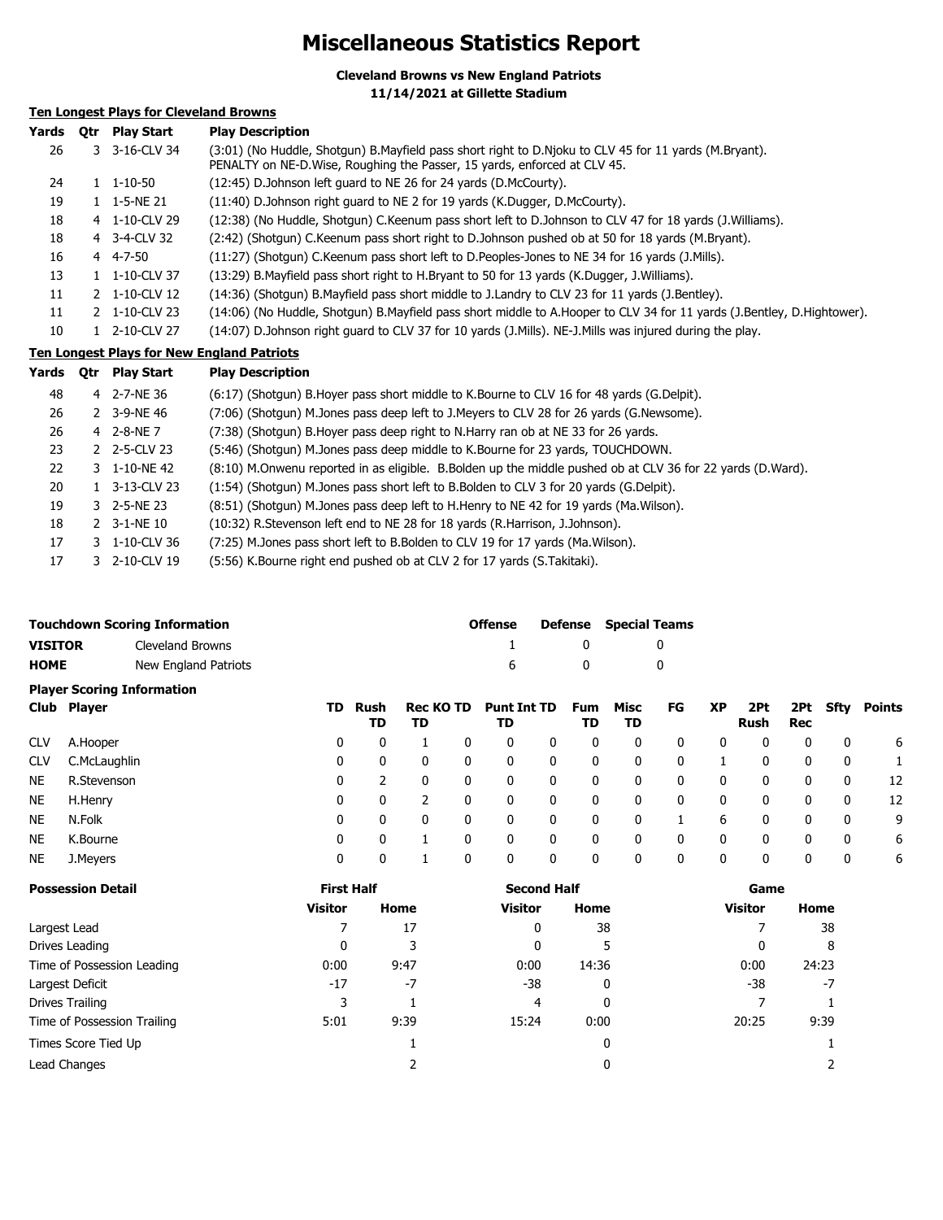# Miscellaneous Statistics Report

**Cleveland Browns vs New England Patriots**
**11/14/2021 at Gillette Stadium**

**Ten Longest Plays for Cleveland Browns**

| Yards | Qtr | Play Start | Play Description |
|---|---|---|---|
| 26 | 3 | 3-16-CLV 34 | (3:01) (No Huddle, Shotgun) B.Mayfield pass short right to D.Njoku to CLV 45 for 11 yards (M.Bryant). PENALTY on NE-D.Wise, Roughing the Passer, 15 yards, enforced at CLV 45. |
| 24 | 1 | 1-10-50 | (12:45) D.Johnson left guard to NE 26 for 24 yards (D.McCourty). |
| 19 | 1 | 1-5-NE 21 | (11:40) D.Johnson right guard to NE 2 for 19 yards (K.Dugger, D.McCourty). |
| 18 | 4 | 1-10-CLV 29 | (12:38) (No Huddle, Shotgun) C.Keenum pass short left to D.Johnson to CLV 47 for 18 yards (J.Williams). |
| 18 | 4 | 3-4-CLV 32 | (2:42) (Shotgun) C.Keenum pass short right to D.Johnson pushed ob at 50 for 18 yards (M.Bryant). |
| 16 | 4 | 4-7-50 | (11:27) (Shotgun) C.Keenum pass short left to D.Peoples-Jones to NE 34 for 16 yards (J.Mills). |
| 13 | 1 | 1-10-CLV 37 | (13:29) B.Mayfield pass short right to H.Bryant to 50 for 13 yards (K.Dugger, J.Williams). |
| 11 | 2 | 1-10-CLV 12 | (14:36) (Shotgun) B.Mayfield pass short middle to J.Landry to CLV 23 for 11 yards (J.Bentley). |
| 11 | 2 | 1-10-CLV 23 | (14:06) (No Huddle, Shotgun) B.Mayfield pass short middle to A.Hooper to CLV 34 for 11 yards (J.Bentley, D.Hightower). |
| 10 | 1 | 2-10-CLV 27 | (14:07) D.Johnson right guard to CLV 37 for 10 yards (J.Mills). NE-J.Mills was injured during the play. |

**Ten Longest Plays for New England Patriots**

| Yards | Qtr | Play Start | Play Description |
|---|---|---|---|
| 48 | 4 | 2-7-NE 36 | (6:17) (Shotgun) B.Hoyer pass short middle to K.Bourne to CLV 16 for 48 yards (G.Delpit). |
| 26 | 2 | 3-9-NE 46 | (7:06) (Shotgun) M.Jones pass deep left to J.Meyers to CLV 28 for 26 yards (G.Newsome). |
| 26 | 4 | 2-8-NE 7 | (7:38) (Shotgun) B.Hoyer pass deep right to N.Harry ran ob at NE 33 for 26 yards. |
| 23 | 2 | 2-5-CLV 23 | (5:46) (Shotgun) M.Jones pass deep middle to K.Bourne for 23 yards, TOUCHDOWN. |
| 22 | 3 | 1-10-NE 42 | (8:10) M.Onwenu reported in as eligible. B.Bolden up the middle pushed ob at CLV 36 for 22 yards (D.Ward). |
| 20 | 1 | 3-13-CLV 23 | (1:54) (Shotgun) M.Jones pass short left to B.Bolden to CLV 3 for 20 yards (G.Delpit). |
| 19 | 3 | 2-5-NE 23 | (8:51) (Shotgun) M.Jones pass deep left to H.Henry to NE 42 for 19 yards (Ma.Wilson). |
| 18 | 2 | 3-1-NE 10 | (10:32) R.Stevenson left end to NE 28 for 18 yards (R.Harrison, J.Johnson). |
| 17 | 3 | 1-10-CLV 36 | (7:25) M.Jones pass short left to B.Bolden to CLV 19 for 17 yards (Ma.Wilson). |
| 17 | 3 | 2-10-CLV 19 | (5:56) K.Bourne right end pushed ob at CLV 2 for 17 yards (S.Takitaki). |

**Touchdown Scoring Information**

| | | Offense | Defense | Special Teams |
|---|---|---|---|---|
| **VISITOR** | Cleveland Browns | 1 | 0 | 0 |
| **HOME** | New England Patriots | 6 | 0 | 0 |

**Player Scoring Information**

| Club | Player | TD | Rush TD | Rec TD | KO TD | Punt TD | Int TD | Fum TD | Misc TD | FG | XP | 2Pt Rush | 2Pt Rec | Sfty | Points |
|---|---|---|---|---|---|---|---|---|---|---|---|---|---|---|---|
| CLV | A.Hooper | 0 | 0 | 1 | 0 | 0 | 0 | 0 | 0 | 0 | 0 | 0 | 0 | 0 | 6 |
| CLV | C.McLaughlin | 0 | 0 | 0 | 0 | 0 | 0 | 0 | 0 | 0 | 1 | 0 | 0 | 0 | 1 |
| NE | R.Stevenson | 0 | 2 | 0 | 0 | 0 | 0 | 0 | 0 | 0 | 0 | 0 | 0 | 0 | 12 |
| NE | H.Henry | 0 | 0 | 2 | 0 | 0 | 0 | 0 | 0 | 0 | 0 | 0 | 0 | 0 | 12 |
| NE | N.Folk | 0 | 0 | 0 | 0 | 0 | 0 | 0 | 0 | 1 | 6 | 0 | 0 | 0 | 9 |
| NE | K.Bourne | 0 | 0 | 1 | 0 | 0 | 0 | 0 | 0 | 0 | 0 | 0 | 0 | 0 | 6 |
| NE | J.Meyers | 0 | 0 | 1 | 0 | 0 | 0 | 0 | 0 | 0 | 0 | 0 | 0 | 0 | 6 |

**Possession Detail**

| | First Half | | Second Half | | Game | |
|---|---|---|---|---|---|---|
| | Visitor | Home | Visitor | Home | Visitor | Home |
| Largest Lead | 7 | 17 | 0 | 38 | 7 | 38 |
| Drives Leading | 0 | 3 | 0 | 5 | 0 | 8 |
| Time of Possession Leading | 0:00 | 9:47 | 0:00 | 14:36 | 0:00 | 24:23 |
| Largest Deficit | -17 | -7 | -38 | 0 | -38 | -7 |
| Drives Trailing | 3 | 1 | 4 | 0 | 7 | 1 |
| Time of Possession Trailing | 5:01 | 9:39 | 15:24 | 0:00 | 20:25 | 9:39 |
| Times Score Tied Up | | 1 | | 0 | | 1 |
| Lead Changes | | 2 | | 0 | | 2 |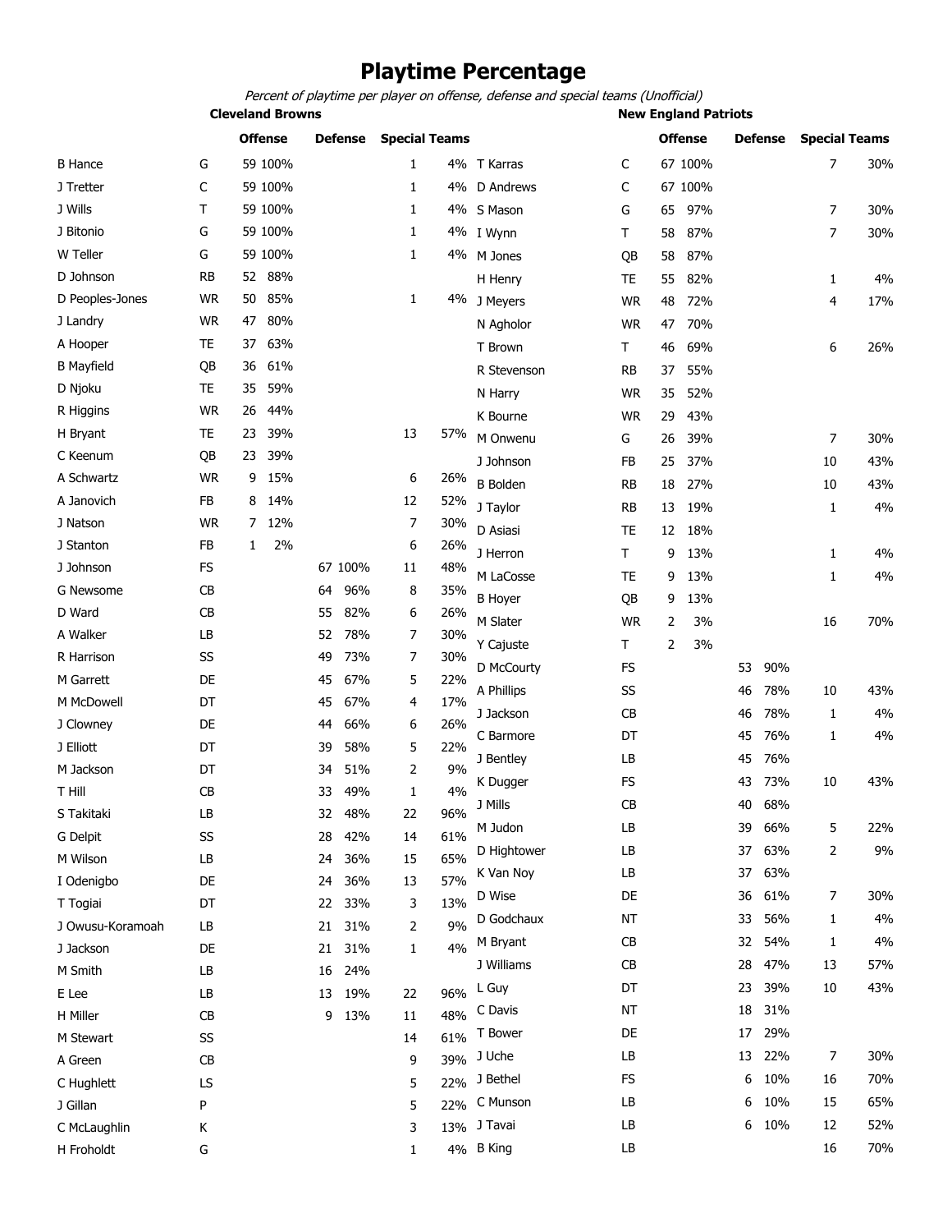# Playtime Percentage

*Percent of playtime per player on offense, defense and special teams (Unofficial)*

## Cleveland Browns

| Player | Pos | Offense | | Defense | | Special Teams | |
|---|---|---|---|---|---|---|---|
| B Hance | G | 59 | 100% | | | 1 | 4% |
| J Tretter | C | 59 | 100% | | | 1 | 4% |
| J Wills | T | 59 | 100% | | | 1 | 4% |
| J Bitonio | G | 59 | 100% | | | 1 | 4% |
| W Teller | G | 59 | 100% | | | 1 | 4% |
| D Johnson | RB | 52 | 88% | | | | |
| D Peoples-Jones | WR | 50 | 85% | | | 1 | 4% |
| J Landry | WR | 47 | 80% | | | | |
| A Hooper | TE | 37 | 63% | | | | |
| B Mayfield | QB | 36 | 61% | | | | |
| D Njoku | TE | 35 | 59% | | | | |
| R Higgins | WR | 26 | 44% | | | | |
| H Bryant | TE | 23 | 39% | | | 13 | 57% |
| C Keenum | QB | 23 | 39% | | | | |
| A Schwartz | WR | 9 | 15% | | | 6 | 26% |
| A Janovich | FB | 8 | 14% | | | 12 | 52% |
| J Natson | WR | 7 | 12% | | | 7 | 30% |
| J Stanton | FB | 1 | 2% | | | 6 | 26% |
| J Johnson | FS | | | 67 | 100% | 11 | 48% |
| G Newsome | CB | | | 64 | 96% | 8 | 35% |
| D Ward | CB | | | 55 | 82% | 6 | 26% |
| A Walker | LB | | | 52 | 78% | 7 | 30% |
| R Harrison | SS | | | 49 | 73% | 7 | 30% |
| M Garrett | DE | | | 45 | 67% | 5 | 22% |
| M McDowell | DT | | | 45 | 67% | 4 | 17% |
| J Clowney | DE | | | 44 | 66% | 6 | 26% |
| J Elliott | DT | | | 39 | 58% | 5 | 22% |
| M Jackson | DT | | | 34 | 51% | 2 | 9% |
| T Hill | CB | | | 33 | 49% | 1 | 4% |
| S Takitaki | LB | | | 32 | 48% | 22 | 96% |
| G Delpit | SS | | | 28 | 42% | 14 | 61% |
| M Wilson | LB | | | 24 | 36% | 15 | 65% |
| I Odenigbo | DE | | | 24 | 36% | 13 | 57% |
| T Togiai | DT | | | 22 | 33% | 3 | 13% |
| J Owusu-Koramoah | LB | | | 21 | 31% | 2 | 9% |
| J Jackson | DE | | | 21 | 31% | 1 | 4% |
| M Smith | LB | | | 16 | 24% | | |
| E Lee | LB | | | 13 | 19% | 22 | 96% |
| H Miller | CB | | | 9 | 13% | 11 | 48% |
| M Stewart | SS | | | | | 14 | 61% |
| A Green | CB | | | | | 9 | 39% |
| C Hughlett | LS | | | | | 5 | 22% |
| J Gillan | P | | | | | 5 | 22% |
| C McLaughlin | K | | | | | 3 | 13% |
| H Froholdt | G | | | | | 1 | 4% |

## New England Patriots

| Player | Pos | Offense | | Defense | | Special Teams | |
|---|---|---|---|---|---|---|---|
| T Karras | C | 67 | 100% | | | 7 | 30% |
| D Andrews | C | 67 | 100% | | | | |
| S Mason | G | 65 | 97% | | | 7 | 30% |
| I Wynn | T | 58 | 87% | | | 7 | 30% |
| M Jones | QB | 58 | 87% | | | | |
| H Henry | TE | 55 | 82% | | | 1 | 4% |
| J Meyers | WR | 48 | 72% | | | 4 | 17% |
| N Agholor | WR | 47 | 70% | | | | |
| T Brown | T | 46 | 69% | | | 6 | 26% |
| R Stevenson | RB | 37 | 55% | | | | |
| N Harry | WR | 35 | 52% | | | | |
| K Bourne | WR | 29 | 43% | | | | |
| M Onwenu | G | 26 | 39% | | | 7 | 30% |
| J Johnson | FB | 25 | 37% | | | 10 | 43% |
| B Bolden | RB | 18 | 27% | | | 10 | 43% |
| J Taylor | RB | 13 | 19% | | | 1 | 4% |
| D Asiasi | TE | 12 | 18% | | | | |
| J Herron | T | 9 | 13% | | | 1 | 4% |
| M LaCosse | TE | 9 | 13% | | | 1 | 4% |
| B Hoyer | QB | 9 | 13% | | | | |
| M Slater | WR | 2 | 3% | | | 16 | 70% |
| Y Cajuste | T | 2 | 3% | | | | |
| D McCourty | FS | | | 53 | 90% | | |
| A Phillips | SS | | | 46 | 78% | 10 | 43% |
| J Jackson | CB | | | 46 | 78% | 1 | 4% |
| C Barmore | DT | | | 45 | 76% | 1 | 4% |
| J Bentley | LB | | | 45 | 76% | | |
| K Dugger | FS | | | 43 | 73% | 10 | 43% |
| J Mills | CB | | | 40 | 68% | | |
| M Judon | LB | | | 39 | 66% | 5 | 22% |
| D Hightower | LB | | | 37 | 63% | 2 | 9% |
| K Van Noy | LB | | | 37 | 63% | | |
| D Wise | DE | | | 36 | 61% | 7 | 30% |
| D Godchaux | NT | | | 33 | 56% | 1 | 4% |
| M Bryant | CB | | | 32 | 54% | 1 | 4% |
| J Williams | CB | | | 28 | 47% | 13 | 57% |
| L Guy | DT | | | 23 | 39% | 10 | 43% |
| C Davis | NT | | | 18 | 31% | | |
| T Bower | DE | | | 17 | 29% | | |
| J Uche | LB | | | 13 | 22% | 7 | 30% |
| J Bethel | FS | | | 6 | 10% | 16 | 70% |
| C Munson | LB | | | 6 | 10% | 15 | 65% |
| J Tavai | LB | | | 6 | 10% | 12 | 52% |
| B King | LB | | | | | 16 | 70% |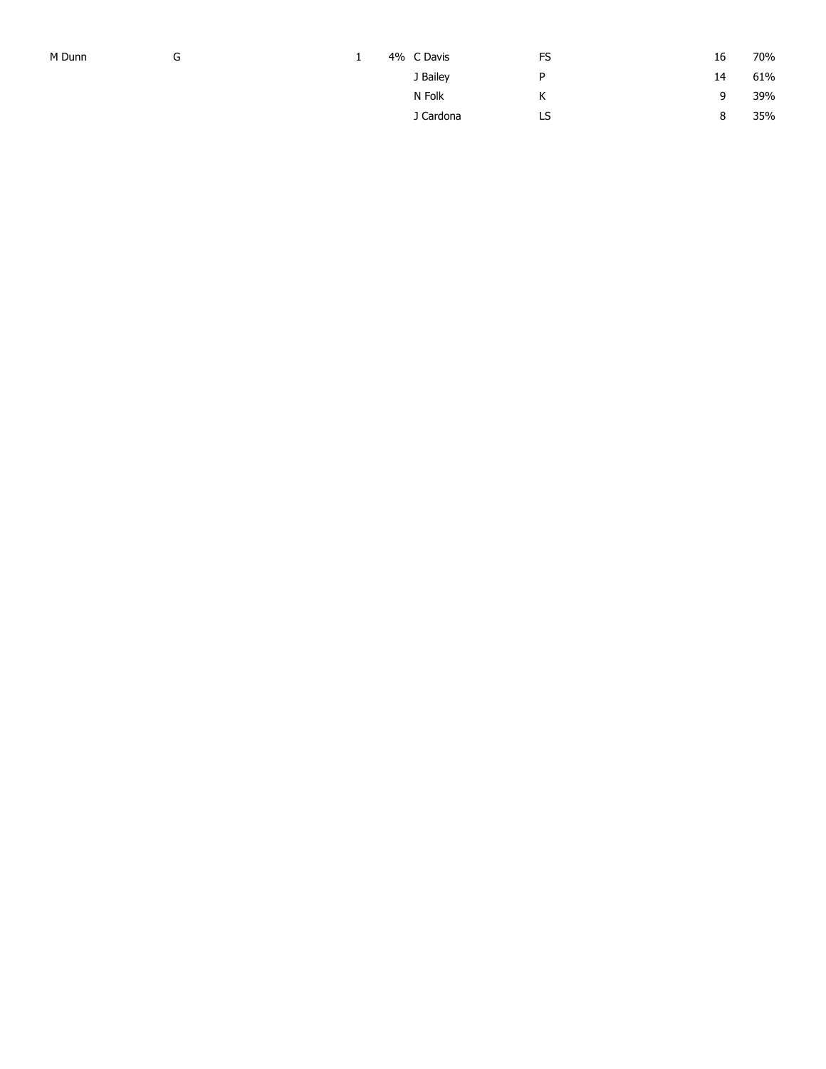| | | | | | | | |
|---|---|---|---|---|---|---|---|
| M Dunn | G | 1 | 4% | C Davis | FS | 16 | 70% |
| | | | | J Bailey | P | 14 | 61% |
| | | | | N Folk | K | 9 | 39% |
| | | | | J Cardona | LS | 8 | 35% |